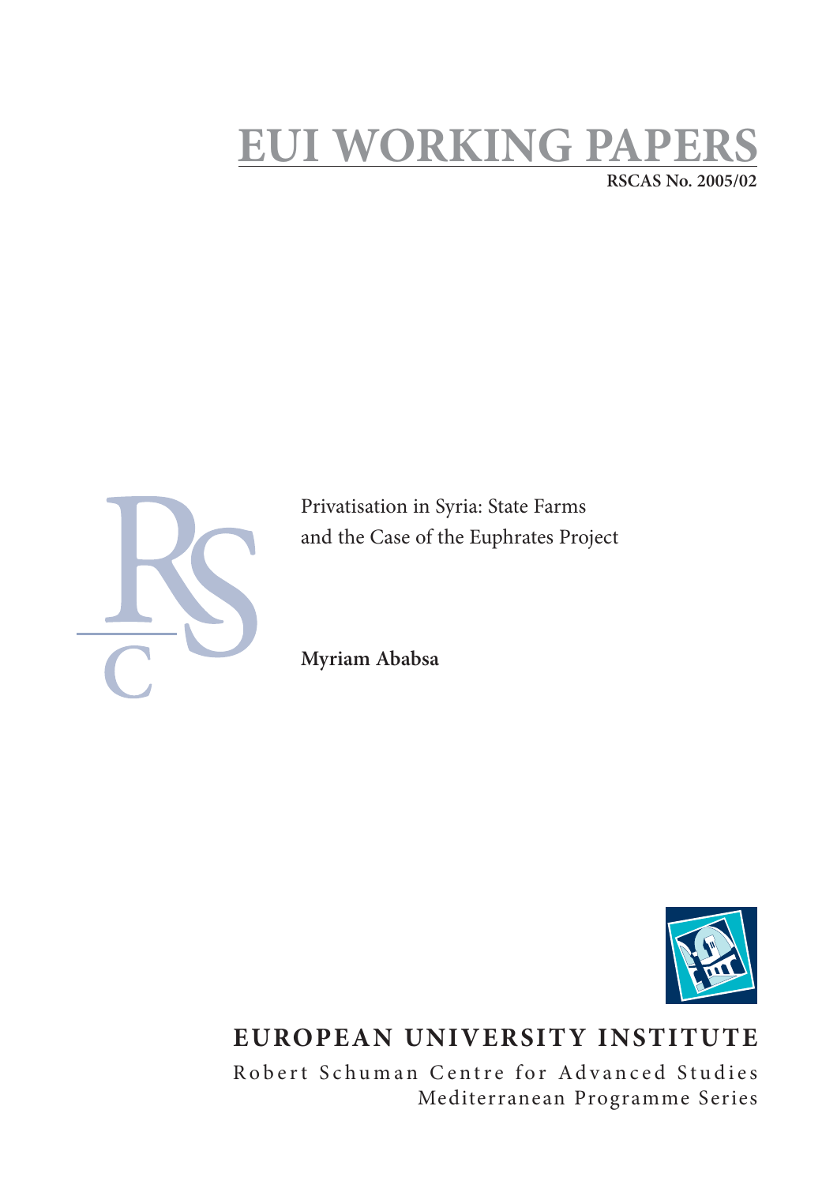# EUI WORKING PAPERS

RSCAS No. 2005/02

Privatisation in Syria: State Farms and the Case of the Euphrates Project

**Myriam Ababsa**

**EUROPEAN UNIVERSITY INSTITUTE**

Robert Schuman Centre for Advanced Studies
Mediterranean Programme Series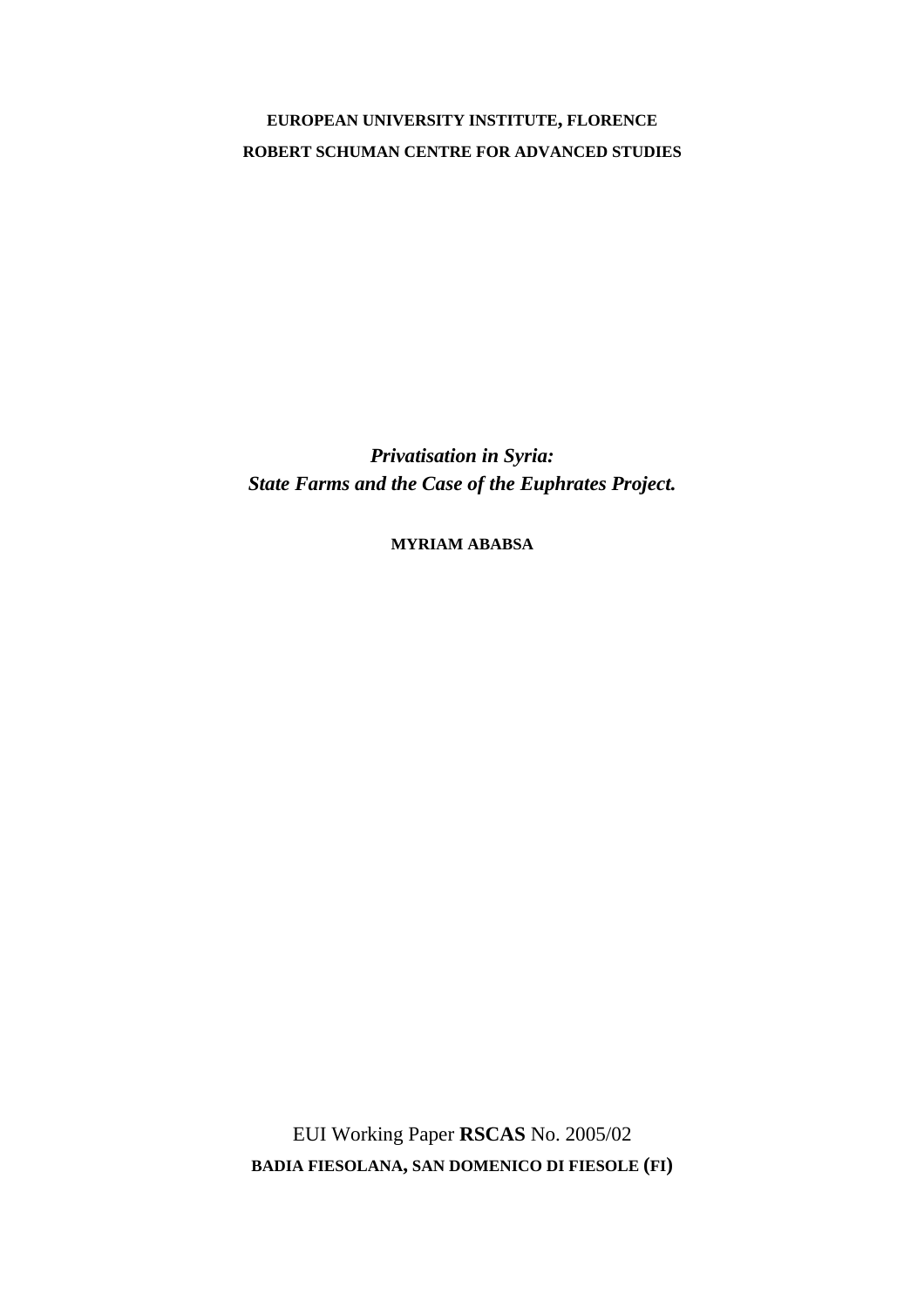**EUROPEAN UNIVERSITY INSTITUTE, FLORENCE**

**ROBERT SCHUMAN CENTRE FOR ADVANCED STUDIES**

***Privatisation in Syria:***
***State Farms and the Case of the Euphrates Project.***

**MYRIAM ABABSA**

EUI Working Paper **RSCAS** No. 2005/02

**BADIA FIESOLANA, SAN DOMENICO DI FIESOLE (FI)**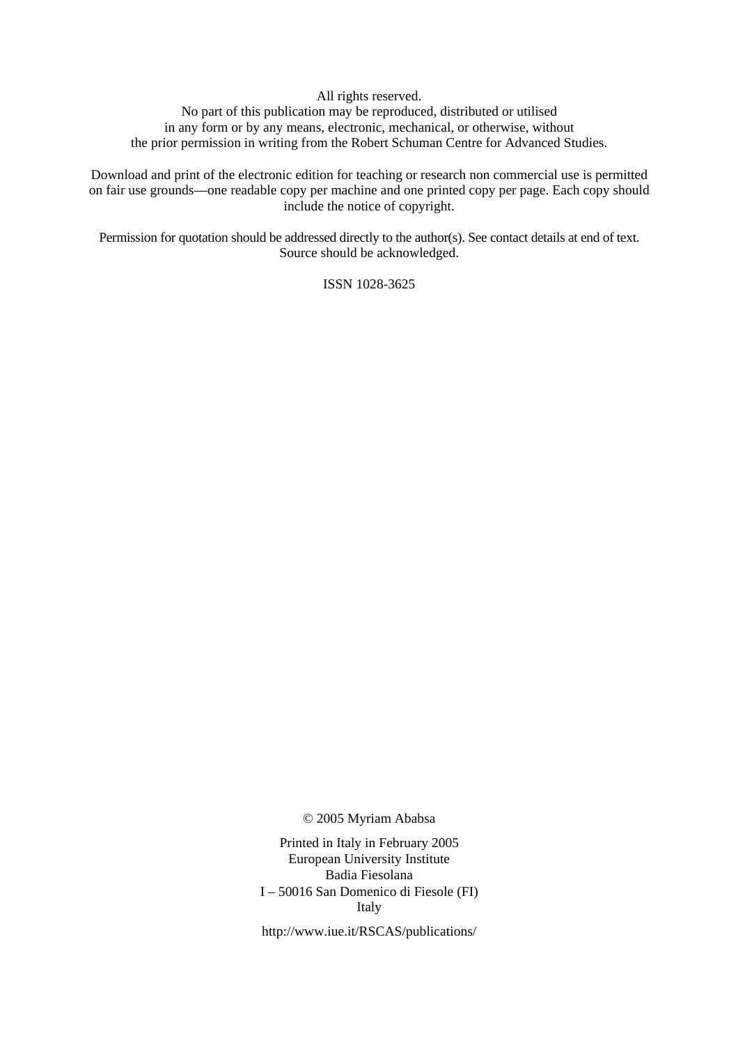All rights reserved.
No part of this publication may be reproduced, distributed or utilised
in any form or by any means, electronic, mechanical, or otherwise, without
the prior permission in writing from the Robert Schuman Centre for Advanced Studies.

Download and print of the electronic edition for teaching or research non commercial use is permitted on fair use grounds—one readable copy per machine and one printed copy per page. Each copy should include the notice of copyright.

Permission for quotation should be addressed directly to the author(s). See contact details at end of text.
Source should be acknowledged.

ISSN 1028-3625

© 2005 Myriam Ababsa

Printed in Italy in February 2005
European University Institute
Badia Fiesolana
I – 50016 San Domenico di Fiesole (FI)
Italy

http://www.iue.it/RSCAS/publications/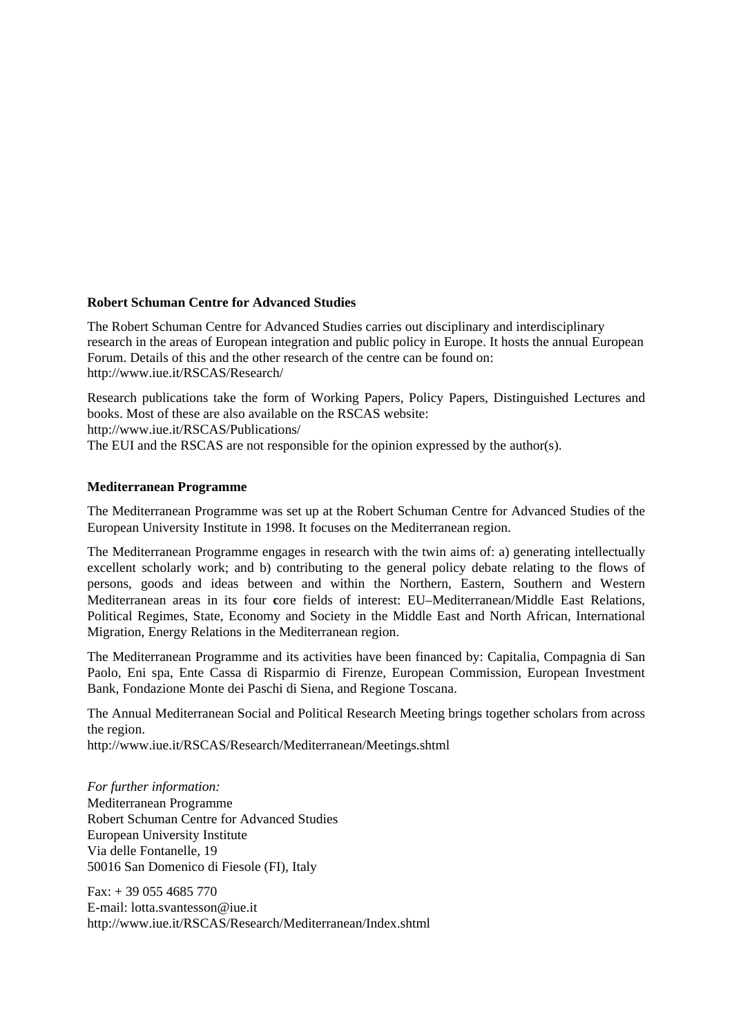**Robert Schuman Centre for Advanced Studies**

The Robert Schuman Centre for Advanced Studies carries out disciplinary and interdisciplinary research in the areas of European integration and public policy in Europe. It hosts the annual European Forum. Details of this and the other research of the centre can be found on:
http://www.iue.it/RSCAS/Research/

Research publications take the form of Working Papers, Policy Papers, Distinguished Lectures and books. Most of these are also available on the RSCAS website:
http://www.iue.it/RSCAS/Publications/
The EUI and the RSCAS are not responsible for the opinion expressed by the author(s).

**Mediterranean Programme**

The Mediterranean Programme was set up at the Robert Schuman Centre for Advanced Studies of the European University Institute in 1998. It focuses on the Mediterranean region.

The Mediterranean Programme engages in research with the twin aims of: a) generating intellectually excellent scholarly work; and b) contributing to the general policy debate relating to the flows of persons, goods and ideas between and within the Northern, Eastern, Southern and Western Mediterranean areas in its four **c**ore fields of interest: EU–Mediterranean/Middle East Relations, Political Regimes, State, Economy and Society in the Middle East and North African, International Migration, Energy Relations in the Mediterranean region.

The Mediterranean Programme and its activities have been financed by: Capitalia, Compagnia di San Paolo, Eni spa, Ente Cassa di Risparmio di Firenze, European Commission, European Investment Bank, Fondazione Monte dei Paschi di Siena, and Regione Toscana.

The Annual Mediterranean Social and Political Research Meeting brings together scholars from across the region.
http://www.iue.it/RSCAS/Research/Mediterranean/Meetings.shtml

*For further information:*
Mediterranean Programme
Robert Schuman Centre for Advanced Studies
European University Institute
Via delle Fontanelle, 19
50016 San Domenico di Fiesole (FI), Italy

Fax: + 39 055 4685 770
E-mail: lotta.svantesson@iue.it
http://www.iue.it/RSCAS/Research/Mediterranean/Index.shtml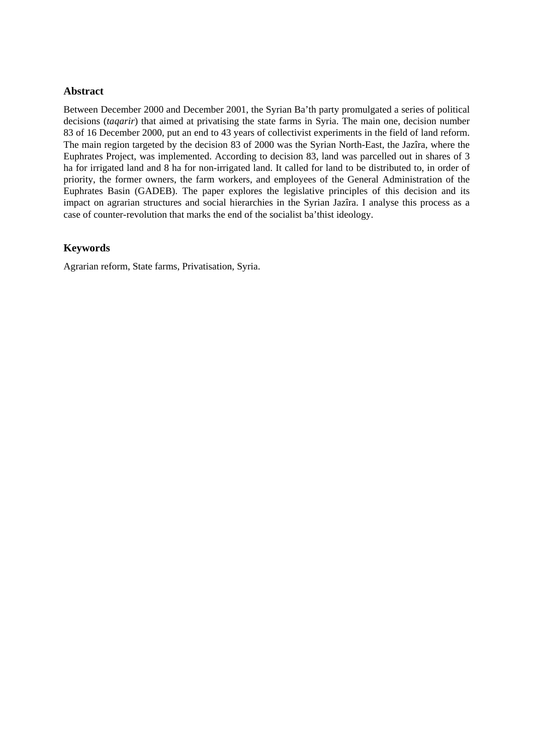## Abstract

Between December 2000 and December 2001, the Syrian Ba'th party promulgated a series of political decisions (*taqarir*) that aimed at privatising the state farms in Syria. The main one, decision number 83 of 16 December 2000, put an end to 43 years of collectivist experiments in the field of land reform. The main region targeted by the decision 83 of 2000 was the Syrian North-East, the Jazîra, where the Euphrates Project, was implemented. According to decision 83, land was parcelled out in shares of 3 ha for irrigated land and 8 ha for non-irrigated land. It called for land to be distributed to, in order of priority, the former owners, the farm workers, and employees of the General Administration of the Euphrates Basin (GADEB). The paper explores the legislative principles of this decision and its impact on agrarian structures and social hierarchies in the Syrian Jazîra. I analyse this process as a case of counter-revolution that marks the end of the socialist ba'thist ideology.

## Keywords

Agrarian reform, State farms, Privatisation, Syria.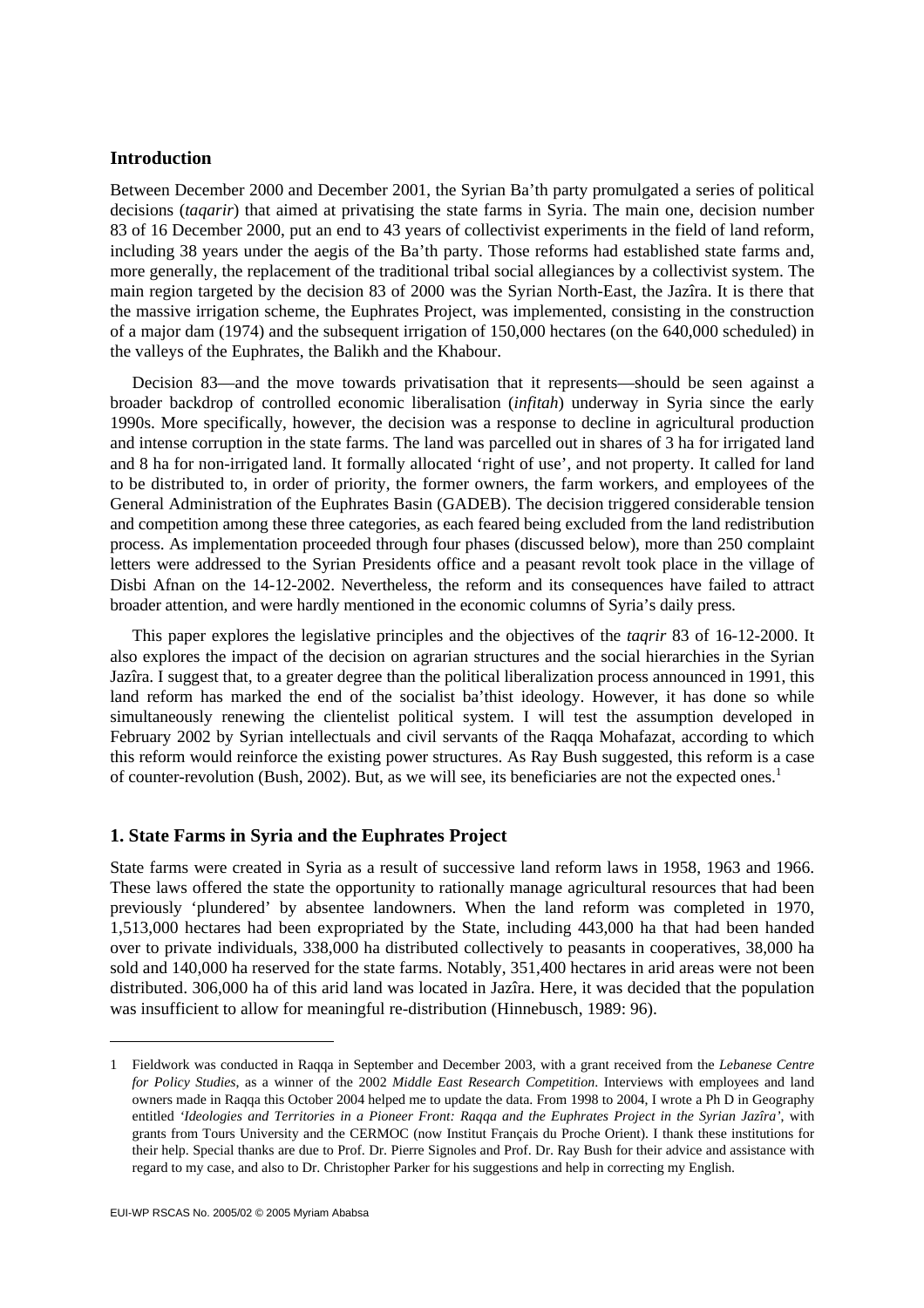## Introduction

Between December 2000 and December 2001, the Syrian Ba'th party promulgated a series of political decisions (*taqarir*) that aimed at privatising the state farms in Syria. The main one, decision number 83 of 16 December 2000, put an end to 43 years of collectivist experiments in the field of land reform, including 38 years under the aegis of the Ba'th party. Those reforms had established state farms and, more generally, the replacement of the traditional tribal social allegiances by a collectivist system. The main region targeted by the decision 83 of 2000 was the Syrian North-East, the Jazîra. It is there that the massive irrigation scheme, the Euphrates Project, was implemented, consisting in the construction of a major dam (1974) and the subsequent irrigation of 150,000 hectares (on the 640,000 scheduled) in the valleys of the Euphrates, the Balikh and the Khabour.

Decision 83—and the move towards privatisation that it represents—should be seen against a broader backdrop of controlled economic liberalisation (*infitah*) underway in Syria since the early 1990s. More specifically, however, the decision was a response to decline in agricultural production and intense corruption in the state farms. The land was parcelled out in shares of 3 ha for irrigated land and 8 ha for non-irrigated land. It formally allocated 'right of use', and not property. It called for land to be distributed to, in order of priority, the former owners, the farm workers, and employees of the General Administration of the Euphrates Basin (GADEB). The decision triggered considerable tension and competition among these three categories, as each feared being excluded from the land redistribution process. As implementation proceeded through four phases (discussed below), more than 250 complaint letters were addressed to the Syrian Presidents office and a peasant revolt took place in the village of Disbi Afnan on the 14-12-2002. Nevertheless, the reform and its consequences have failed to attract broader attention, and were hardly mentioned in the economic columns of Syria's daily press.

This paper explores the legislative principles and the objectives of the *taqrir* 83 of 16-12-2000. It also explores the impact of the decision on agrarian structures and the social hierarchies in the Syrian Jazîra. I suggest that, to a greater degree than the political liberalization process announced in 1991, this land reform has marked the end of the socialist ba'thist ideology. However, it has done so while simultaneously renewing the clientelist political system. I will test the assumption developed in February 2002 by Syrian intellectuals and civil servants of the Raqqa Mohafazat, according to which this reform would reinforce the existing power structures. As Ray Bush suggested, this reform is a case of counter-revolution (Bush, 2002). But, as we will see, its beneficiaries are not the expected ones.[1]

## 1. State Farms in Syria and the Euphrates Project

State farms were created in Syria as a result of successive land reform laws in 1958, 1963 and 1966. These laws offered the state the opportunity to rationally manage agricultural resources that had been previously 'plundered' by absentee landowners. When the land reform was completed in 1970, 1,513,000 hectares had been expropriated by the State, including 443,000 ha that had been handed over to private individuals, 338,000 ha distributed collectively to peasants in cooperatives, 38,000 ha sold and 140,000 ha reserved for the state farms. Notably, 351,400 hectares in arid areas were not been distributed. 306,000 ha of this arid land was located in Jazîra. Here, it was decided that the population was insufficient to allow for meaningful re-distribution (Hinnebusch, 1989: 96).

---

1 Fieldwork was conducted in Raqqa in September and December 2003, with a grant received from the *Lebanese Centre for Policy Studies*, as a winner of the 2002 *Middle East Research Competition*. Interviews with employees and land owners made in Raqqa this October 2004 helped me to update the data. From 1998 to 2004, I wrote a Ph D in Geography entitled *'Ideologies and Territories in a Pioneer Front: Raqqa and the Euphrates Project in the Syrian Jazîra'*, with grants from Tours University and the CERMOC (now Institut Français du Proche Orient). I thank these institutions for their help. Special thanks are due to Prof. Dr. Pierre Signoles and Prof. Dr. Ray Bush for their advice and assistance with regard to my case, and also to Dr. Christopher Parker for his suggestions and help in correcting my English.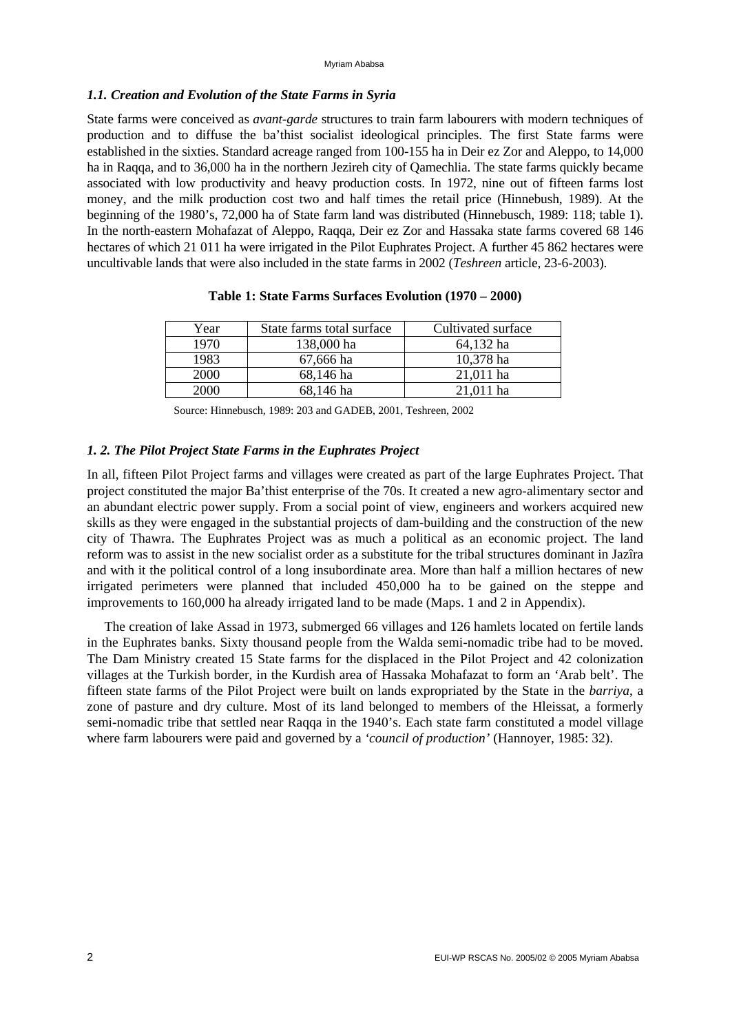### *1.1. Creation and Evolution of the State Farms in Syria*

State farms were conceived as *avant-garde* structures to train farm labourers with modern techniques of production and to diffuse the ba'thist socialist ideological principles. The first State farms were established in the sixties. Standard acreage ranged from 100-155 ha in Deir ez Zor and Aleppo, to 14,000 ha in Raqqa, and to 36,000 ha in the northern Jezireh city of Qamechlia. The state farms quickly became associated with low productivity and heavy production costs. In 1972, nine out of fifteen farms lost money, and the milk production cost two and half times the retail price (Hinnebush, 1989). At the beginning of the 1980's, 72,000 ha of State farm land was distributed (Hinnebusch, 1989: 118; table 1). In the north-eastern Mohafazat of Aleppo, Raqqa, Deir ez Zor and Hassaka state farms covered 68 146 hectares of which 21 011 ha were irrigated in the Pilot Euphrates Project. A further 45 862 hectares were uncultivable lands that were also included in the state farms in 2002 (*Teshreen* article, 23-6-2003).

**Table 1: State Farms Surfaces Evolution (1970 – 2000)**

| Year | State farms total surface | Cultivated surface |
|---|---|---|
| 1970 | 138,000 ha | 64,132 ha |
| 1983 | 67,666 ha | 10,378 ha |
| 2000 | 68,146 ha | 21,011 ha |
| 2000 | 68,146 ha | 21,011 ha |

Source: Hinnebusch, 1989: 203 and GADEB, 2001, Teshreen, 2002

### *1. 2. The Pilot Project State Farms in the Euphrates Project*

In all, fifteen Pilot Project farms and villages were created as part of the large Euphrates Project. That project constituted the major Ba'thist enterprise of the 70s. It created a new agro-alimentary sector and an abundant electric power supply. From a social point of view, engineers and workers acquired new skills as they were engaged in the substantial projects of dam-building and the construction of the new city of Thawra. The Euphrates Project was as much a political as an economic project. The land reform was to assist in the new socialist order as a substitute for the tribal structures dominant in Jazîra and with it the political control of a long insubordinate area. More than half a million hectares of new irrigated perimeters were planned that included 450,000 ha to be gained on the steppe and improvements to 160,000 ha already irrigated land to be made (Maps. 1 and 2 in Appendix).

The creation of lake Assad in 1973, submerged 66 villages and 126 hamlets located on fertile lands in the Euphrates banks. Sixty thousand people from the Walda semi-nomadic tribe had to be moved. The Dam Ministry created 15 State farms for the displaced in the Pilot Project and 42 colonization villages at the Turkish border, in the Kurdish area of Hassaka Mohafazat to form an 'Arab belt'. The fifteen state farms of the Pilot Project were built on lands expropriated by the State in the *barriya*, a zone of pasture and dry culture. Most of its land belonged to members of the Hleissat, a formerly semi-nomadic tribe that settled near Raqqa in the 1940's. Each state farm constituted a model village where farm labourers were paid and governed by a *'council of production'* (Hannoyer, 1985: 32).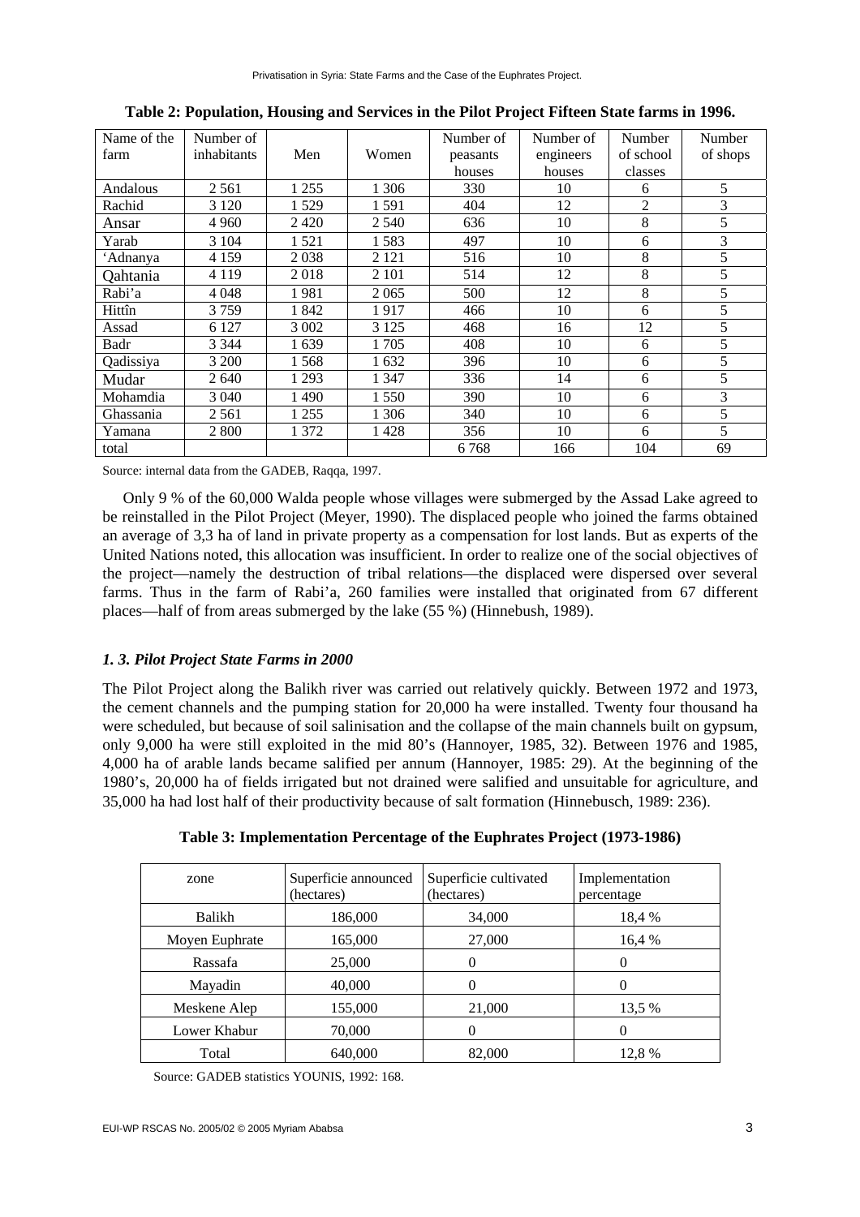**Table 2: Population, Housing and Services in the Pilot Project Fifteen State farms in 1996.**

| Name of the farm | Number of inhabitants | Men | Women | Number of peasants houses | Number of engineers houses | Number of school classes | Number of shops |
|---|---|---|---|---|---|---|---|
| Andalous | 2 561 | 1 255 | 1 306 | 330 | 10 | 6 | 5 |
| Rachid | 3 120 | 1 529 | 1 591 | 404 | 12 | 2 | 3 |
| Ansar | 4 960 | 2 420 | 2 540 | 636 | 10 | 8 | 5 |
| Yarab | 3 104 | 1 521 | 1 583 | 497 | 10 | 6 | 3 |
| 'Adnanya | 4 159 | 2 038 | 2 121 | 516 | 10 | 8 | 5 |
| Qahtania | 4 119 | 2 018 | 2 101 | 514 | 12 | 8 | 5 |
| Rabi'a | 4 048 | 1 981 | 2 065 | 500 | 12 | 8 | 5 |
| Hittîn | 3 759 | 1 842 | 1 917 | 466 | 10 | 6 | 5 |
| Assad | 6 127 | 3 002 | 3 125 | 468 | 16 | 12 | 5 |
| Badr | 3 344 | 1 639 | 1 705 | 408 | 10 | 6 | 5 |
| Qadissiya | 3 200 | 1 568 | 1 632 | 396 | 10 | 6 | 5 |
| Mudar | 2 640 | 1 293 | 1 347 | 336 | 14 | 6 | 5 |
| Mohamdia | 3 040 | 1 490 | 1 550 | 390 | 10 | 6 | 3 |
| Ghassania | 2 561 | 1 255 | 1 306 | 340 | 10 | 6 | 5 |
| Yamana | 2 800 | 1 372 | 1 428 | 356 | 10 | 6 | 5 |
| total | | | | 6 768 | 166 | 104 | 69 |

Source: internal data from the GADEB, Raqqa, 1997.

Only 9 % of the 60,000 Walda people whose villages were submerged by the Assad Lake agreed to be reinstalled in the Pilot Project (Meyer, 1990). The displaced people who joined the farms obtained an average of 3,3 ha of land in private property as a compensation for lost lands. But as experts of the United Nations noted, this allocation was insufficient. In order to realize one of the social objectives of the project—namely the destruction of tribal relations—the displaced were dispersed over several farms. Thus in the farm of Rabi'a, 260 families were installed that originated from 67 different places—half of from areas submerged by the lake (55 %) (Hinnebush, 1989).

### *1. 3. Pilot Project State Farms in 2000*

The Pilot Project along the Balikh river was carried out relatively quickly. Between 1972 and 1973, the cement channels and the pumping station for 20,000 ha were installed. Twenty four thousand ha were scheduled, but because of soil salinisation and the collapse of the main channels built on gypsum, only 9,000 ha were still exploited in the mid 80's (Hannoyer, 1985, 32). Between 1976 and 1985, 4,000 ha of arable lands became salified per annum (Hannoyer, 1985: 29). At the beginning of the 1980's, 20,000 ha of fields irrigated but not drained were salified and unsuitable for agriculture, and 35,000 ha had lost half of their productivity because of salt formation (Hinnebusch, 1989: 236).

**Table 3: Implementation Percentage of the Euphrates Project (1973-1986)**

| zone | Superficie announced (hectares) | Superficie cultivated (hectares) | Implementation percentage |
|---|---|---|---|
| Balikh | 186,000 | 34,000 | 18,4 % |
| Moyen Euphrate | 165,000 | 27,000 | 16,4 % |
| Rassafa | 25,000 | 0 | 0 |
| Mayadin | 40,000 | 0 | 0 |
| Meskene Alep | 155,000 | 21,000 | 13,5 % |
| Lower Khabur | 70,000 | 0 | 0 |
| Total | 640,000 | 82,000 | 12,8 % |

Source: GADEB statistics YOUNIS, 1992: 168.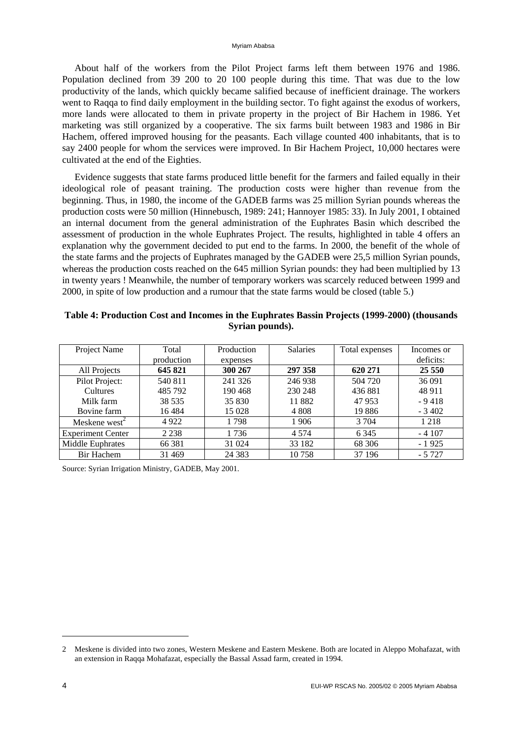About half of the workers from the Pilot Project farms left them between 1976 and 1986. Population declined from 39 200 to 20 100 people during this time. That was due to the low productivity of the lands, which quickly became salified because of inefficient drainage. The workers went to Raqqa to find daily employment in the building sector. To fight against the exodus of workers, more lands were allocated to them in private property in the project of Bir Hachem in 1986. Yet marketing was still organized by a cooperative. The six farms built between 1983 and 1986 in Bir Hachem, offered improved housing for the peasants. Each village counted 400 inhabitants, that is to say 2400 people for whom the services were improved. In Bir Hachem Project, 10,000 hectares were cultivated at the end of the Eighties.

Evidence suggests that state farms produced little benefit for the farmers and failed equally in their ideological role of peasant training. The production costs were higher than revenue from the beginning. Thus, in 1980, the income of the GADEB farms was 25 million Syrian pounds whereas the production costs were 50 million (Hinnebusch, 1989: 241; Hannoyer 1985: 33). In July 2001, I obtained an internal document from the general administration of the Euphrates Basin which described the assessment of production in the whole Euphrates Project. The results, highlighted in table 4 offers an explanation why the government decided to put end to the farms. In 2000, the benefit of the whole of the state farms and the projects of Euphrates managed by the GADEB were 25,5 million Syrian pounds, whereas the production costs reached on the 645 million Syrian pounds: they had been multiplied by 13 in twenty years ! Meanwhile, the number of temporary workers was scarcely reduced between 1999 and 2000, in spite of low production and a rumour that the state farms would be closed (table 5.)

**Table 4: Production Cost and Incomes in the Euphrates Bassin Projects (1999-2000) (thousands Syrian pounds).**

| Project Name | Total production | Production expenses | Salaries | Total expenses | Incomes or deficits: |
|---|---|---|---|---|---|
| All Projects | **645 821** | **300 267** | **297 358** | **620 271** | **25 550** |
| Pilot Project: | 540 811 | 241 326 | 246 938 | 504 720 | 36 091 |
| Cultures | 485 792 | 190 468 | 230 248 | 436 881 | 48 911 |
| Milk farm | 38 535 | 35 830 | 11 882 | 47 953 | - 9 418 |
| Bovine farm | 16 484 | 15 028 | 4 808 | 19 886 | - 3 402 |
| Meskene west[2] | 4 922 | 1 798 | 1 906 | 3 704 | 1 218 |
| Experiment Center | 2 238 | 1 736 | 4 574 | 6 345 | - 4 107 |
| Middle Euphrates | 66 381 | 31 024 | 33 182 | 68 306 | - 1 925 |
| Bir Hachem | 31 469 | 24 383 | 10 758 | 37 196 | - 5 727 |

Source: Syrian Irrigation Ministry, GADEB, May 2001.

---

2 Meskene is divided into two zones, Western Meskene and Eastern Meskene. Both are located in Aleppo Mohafazat, with an extension in Raqqa Mohafazat, especially the Bassal Assad farm, created in 1994.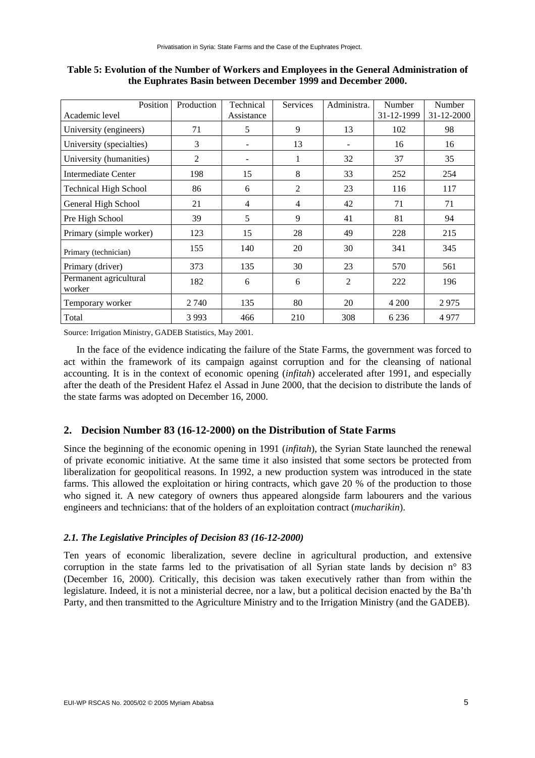**Table 5: Evolution of the Number of Workers and Employees in the General Administration of the Euphrates Basin between December 1999 and December 2000.**

| Position / Academic level | Production | Technical Assistance | Services | Administra. | Number 31-12-1999 | Number 31-12-2000 |
|---|---|---|---|---|---|---|
| University (engineers) | 71 | 5 | 9 | 13 | 102 | 98 |
| University (specialties) | 3 | - | 13 | - | 16 | 16 |
| University (humanities) | 2 | - | 1 | 32 | 37 | 35 |
| Intermediate Center | 198 | 15 | 8 | 33 | 252 | 254 |
| Technical High School | 86 | 6 | 2 | 23 | 116 | 117 |
| General High School | 21 | 4 | 4 | 42 | 71 | 71 |
| Pre High School | 39 | 5 | 9 | 41 | 81 | 94 |
| Primary (simple worker) | 123 | 15 | 28 | 49 | 228 | 215 |
| Primary (technician) | 155 | 140 | 20 | 30 | 341 | 345 |
| Primary (driver) | 373 | 135 | 30 | 23 | 570 | 561 |
| Permanent agricultural worker | 182 | 6 | 6 | 2 | 222 | 196 |
| Temporary worker | 2 740 | 135 | 80 | 20 | 4 200 | 2 975 |
| Total | 3 993 | 466 | 210 | 308 | 6 236 | 4 977 |

Source: Irrigation Ministry, GADEB Statistics, May 2001.

In the face of the evidence indicating the failure of the State Farms, the government was forced to act within the framework of its campaign against corruption and for the cleansing of national accounting. It is in the context of economic opening (*infitah*) accelerated after 1991, and especially after the death of the President Hafez el Assad in June 2000, that the decision to distribute the lands of the state farms was adopted on December 16, 2000.

## 2. Decision Number 83 (16-12-2000) on the Distribution of State Farms

Since the beginning of the economic opening in 1991 (*infitah*), the Syrian State launched the renewal of private economic initiative. At the same time it also insisted that some sectors be protected from liberalization for geopolitical reasons. In 1992, a new production system was introduced in the state farms. This allowed the exploitation or hiring contracts, which gave 20 % of the production to those who signed it. A new category of owners thus appeared alongside farm labourers and the various engineers and technicians: that of the holders of an exploitation contract (*mucharikin*).

### *2.1. The Legislative Principles of Decision 83 (16-12-2000)*

Ten years of economic liberalization, severe decline in agricultural production, and extensive corruption in the state farms led to the privatisation of all Syrian state lands by decision n° 83 (December 16, 2000). Critically, this decision was taken executively rather than from within the legislature. Indeed, it is not a ministerial decree, nor a law, but a political decision enacted by the Ba'th Party, and then transmitted to the Agriculture Ministry and to the Irrigation Ministry (and the GADEB).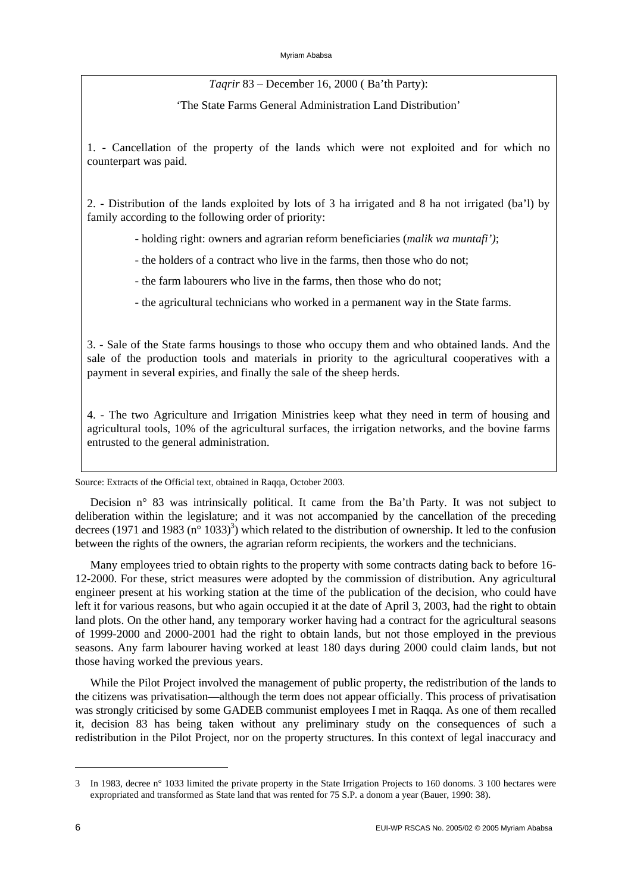*Taqrir* 83 – December 16, 2000 ( Ba'th Party):

'The State Farms General Administration Land Distribution'

1. - Cancellation of the property of the lands which were not exploited and for which no counterpart was paid.

2. - Distribution of the lands exploited by lots of 3 ha irrigated and 8 ha not irrigated (ba'l) by family according to the following order of priority:

- holding right: owners and agrarian reform beneficiaries (*malik wa muntafi')*;
- the holders of a contract who live in the farms, then those who do not;
- the farm labourers who live in the farms, then those who do not;
- the agricultural technicians who worked in a permanent way in the State farms.

3. - Sale of the State farms housings to those who occupy them and who obtained lands. And the sale of the production tools and materials in priority to the agricultural cooperatives with a payment in several expiries, and finally the sale of the sheep herds.

4. - The two Agriculture and Irrigation Ministries keep what they need in term of housing and agricultural tools, 10% of the agricultural surfaces, the irrigation networks, and the bovine farms entrusted to the general administration.

Source: Extracts of the Official text, obtained in Raqqa, October 2003.

Decision n° 83 was intrinsically political. It came from the Ba'th Party. It was not subject to deliberation within the legislature; and it was not accompanied by the cancellation of the preceding decrees (1971 and 1983 (n° 1033)[3]) which related to the distribution of ownership. It led to the confusion between the rights of the owners, the agrarian reform recipients, the workers and the technicians.

Many employees tried to obtain rights to the property with some contracts dating back to before 16-12-2000. For these, strict measures were adopted by the commission of distribution. Any agricultural engineer present at his working station at the time of the publication of the decision, who could have left it for various reasons, but who again occupied it at the date of April 3, 2003, had the right to obtain land plots. On the other hand, any temporary worker having had a contract for the agricultural seasons of 1999-2000 and 2000-2001 had the right to obtain lands, but not those employed in the previous seasons. Any farm labourer having worked at least 180 days during 2000 could claim lands, but not those having worked the previous years.

While the Pilot Project involved the management of public property, the redistribution of the lands to the citizens was privatisation—although the term does not appear officially. This process of privatisation was strongly criticised by some GADEB communist employees I met in Raqqa. As one of them recalled it, decision 83 has being taken without any preliminary study on the consequences of such a redistribution in the Pilot Project, nor on the property structures. In this context of legal inaccuracy and

---

3 In 1983, decree n° 1033 limited the private property in the State Irrigation Projects to 160 donoms. 3 100 hectares were expropriated and transformed as State land that was rented for 75 S.P. a donom a year (Bauer, 1990: 38).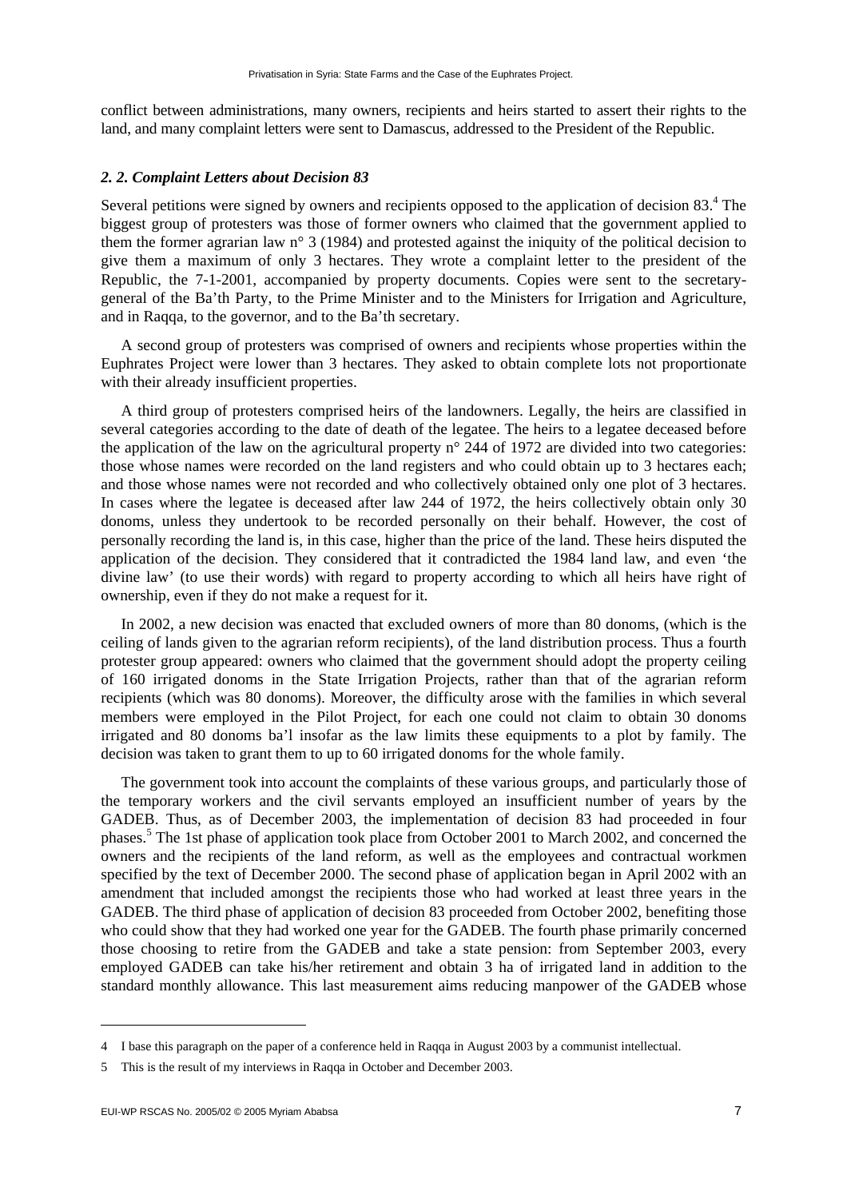conflict between administrations, many owners, recipients and heirs started to assert their rights to the land, and many complaint letters were sent to Damascus, addressed to the President of the Republic.

### *2. 2. Complaint Letters about Decision 83*

Several petitions were signed by owners and recipients opposed to the application of decision 83.[4] The biggest group of protesters was those of former owners who claimed that the government applied to them the former agrarian law n° 3 (1984) and protested against the iniquity of the political decision to give them a maximum of only 3 hectares. They wrote a complaint letter to the president of the Republic, the 7-1-2001, accompanied by property documents. Copies were sent to the secretary-general of the Ba'th Party, to the Prime Minister and to the Ministers for Irrigation and Agriculture, and in Raqqa, to the governor, and to the Ba'th secretary.

A second group of protesters was comprised of owners and recipients whose properties within the Euphrates Project were lower than 3 hectares. They asked to obtain complete lots not proportionate with their already insufficient properties.

A third group of protesters comprised heirs of the landowners. Legally, the heirs are classified in several categories according to the date of death of the legatee. The heirs to a legatee deceased before the application of the law on the agricultural property n° 244 of 1972 are divided into two categories: those whose names were recorded on the land registers and who could obtain up to 3 hectares each; and those whose names were not recorded and who collectively obtained only one plot of 3 hectares. In cases where the legatee is deceased after law 244 of 1972, the heirs collectively obtain only 30 donoms, unless they undertook to be recorded personally on their behalf. However, the cost of personally recording the land is, in this case, higher than the price of the land. These heirs disputed the application of the decision. They considered that it contradicted the 1984 land law, and even 'the divine law' (to use their words) with regard to property according to which all heirs have right of ownership, even if they do not make a request for it.

In 2002, a new decision was enacted that excluded owners of more than 80 donoms, (which is the ceiling of lands given to the agrarian reform recipients), of the land distribution process. Thus a fourth protester group appeared: owners who claimed that the government should adopt the property ceiling of 160 irrigated donoms in the State Irrigation Projects, rather than that of the agrarian reform recipients (which was 80 donoms). Moreover, the difficulty arose with the families in which several members were employed in the Pilot Project, for each one could not claim to obtain 30 donoms irrigated and 80 donoms ba'l insofar as the law limits these equipments to a plot by family. The decision was taken to grant them to up to 60 irrigated donoms for the whole family.

The government took into account the complaints of these various groups, and particularly those of the temporary workers and the civil servants employed an insufficient number of years by the GADEB. Thus, as of December 2003, the implementation of decision 83 had proceeded in four phases.[5] The 1st phase of application took place from October 2001 to March 2002, and concerned the owners and the recipients of the land reform, as well as the employees and contractual workmen specified by the text of December 2000. The second phase of application began in April 2002 with an amendment that included amongst the recipients those who had worked at least three years in the GADEB. The third phase of application of decision 83 proceeded from October 2002, benefiting those who could show that they had worked one year for the GADEB. The fourth phase primarily concerned those choosing to retire from the GADEB and take a state pension: from September 2003, every employed GADEB can take his/her retirement and obtain 3 ha of irrigated land in addition to the standard monthly allowance. This last measurement aims reducing manpower of the GADEB whose

---

4 I base this paragraph on the paper of a conference held in Raqqa in August 2003 by a communist intellectual.

5 This is the result of my interviews in Raqqa in October and December 2003.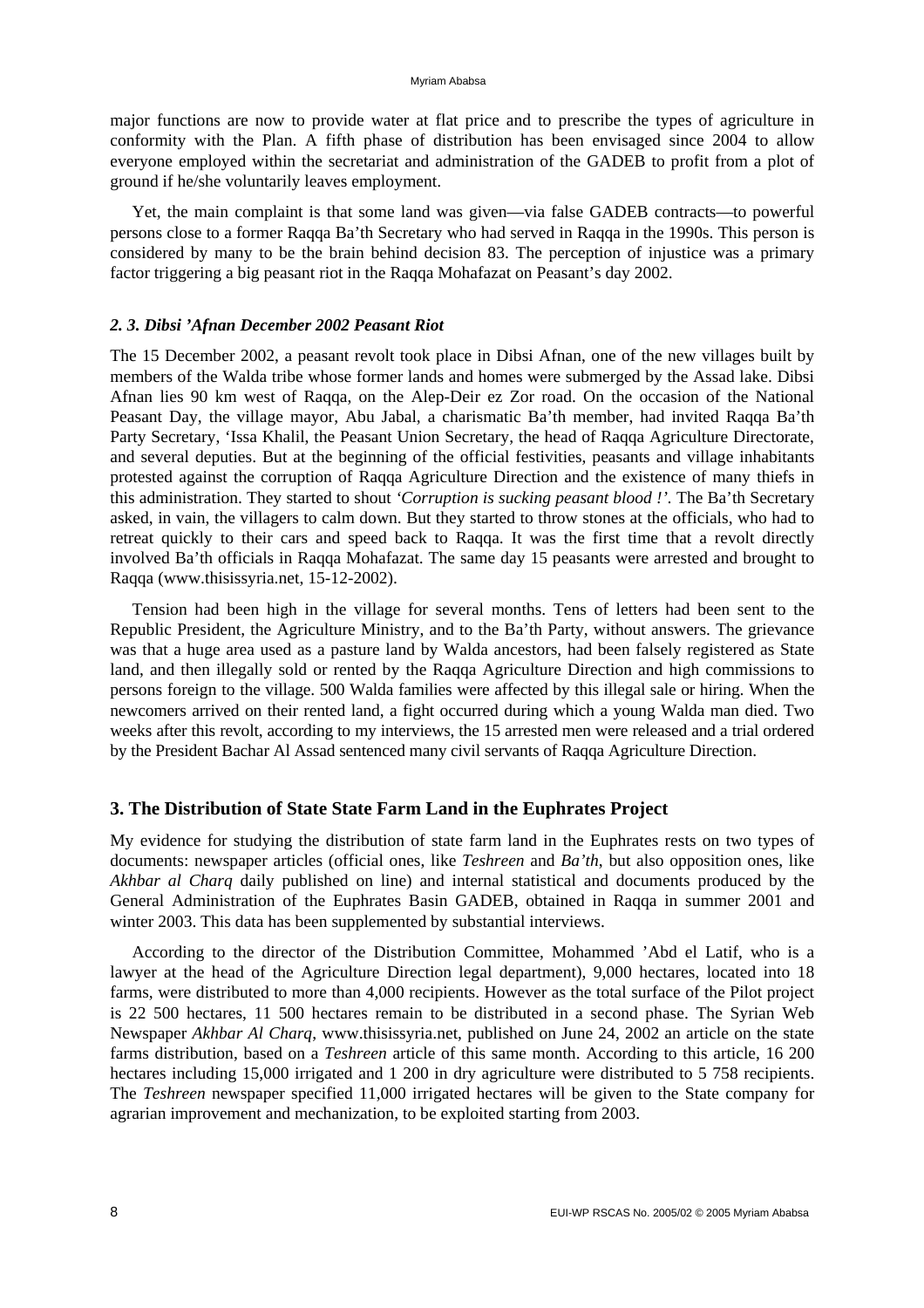major functions are now to provide water at flat price and to prescribe the types of agriculture in conformity with the Plan. A fifth phase of distribution has been envisaged since 2004 to allow everyone employed within the secretariat and administration of the GADEB to profit from a plot of ground if he/she voluntarily leaves employment.

Yet, the main complaint is that some land was given—via false GADEB contracts—to powerful persons close to a former Raqqa Ba'th Secretary who had served in Raqqa in the 1990s. This person is considered by many to be the brain behind decision 83. The perception of injustice was a primary factor triggering a big peasant riot in the Raqqa Mohafazat on Peasant's day 2002.

### *2. 3. Dibsi 'Afnan December 2002 Peasant Riot*

The 15 December 2002, a peasant revolt took place in Dibsi Afnan, one of the new villages built by members of the Walda tribe whose former lands and homes were submerged by the Assad lake. Dibsi Afnan lies 90 km west of Raqqa, on the Alep-Deir ez Zor road. On the occasion of the National Peasant Day, the village mayor, Abu Jabal, a charismatic Ba'th member, had invited Raqqa Ba'th Party Secretary, 'Issa Khalil, the Peasant Union Secretary, the head of Raqqa Agriculture Directorate, and several deputies. But at the beginning of the official festivities, peasants and village inhabitants protested against the corruption of Raqqa Agriculture Direction and the existence of many thiefs in this administration. They started to shout *'Corruption is sucking peasant blood !'*. The Ba'th Secretary asked, in vain, the villagers to calm down. But they started to throw stones at the officials, who had to retreat quickly to their cars and speed back to Raqqa. It was the first time that a revolt directly involved Ba'th officials in Raqqa Mohafazat. The same day 15 peasants were arrested and brought to Raqqa (www.thisissyria.net, 15-12-2002).

Tension had been high in the village for several months. Tens of letters had been sent to the Republic President, the Agriculture Ministry, and to the Ba'th Party, without answers. The grievance was that a huge area used as a pasture land by Walda ancestors, had been falsely registered as State land, and then illegally sold or rented by the Raqqa Agriculture Direction and high commissions to persons foreign to the village. 500 Walda families were affected by this illegal sale or hiring. When the newcomers arrived on their rented land, a fight occurred during which a young Walda man died. Two weeks after this revolt, according to my interviews, the 15 arrested men were released and a trial ordered by the President Bachar Al Assad sentenced many civil servants of Raqqa Agriculture Direction.

## 3. The Distribution of State State Farm Land in the Euphrates Project

My evidence for studying the distribution of state farm land in the Euphrates rests on two types of documents: newspaper articles (official ones, like *Teshreen* and *Ba'th*, but also opposition ones, like *Akhbar al Charq* daily published on line) and internal statistical and documents produced by the General Administration of the Euphrates Basin GADEB, obtained in Raqqa in summer 2001 and winter 2003. This data has been supplemented by substantial interviews.

According to the director of the Distribution Committee, Mohammed 'Abd el Latif, who is a lawyer at the head of the Agriculture Direction legal department), 9,000 hectares, located into 18 farms, were distributed to more than 4,000 recipients. However as the total surface of the Pilot project is 22 500 hectares, 11 500 hectares remain to be distributed in a second phase. The Syrian Web Newspaper *Akhbar Al Charq*, www.thisissyria.net, published on June 24, 2002 an article on the state farms distribution, based on a *Teshreen* article of this same month. According to this article, 16 200 hectares including 15,000 irrigated and 1 200 in dry agriculture were distributed to 5 758 recipients. The *Teshreen* newspaper specified 11,000 irrigated hectares will be given to the State company for agrarian improvement and mechanization, to be exploited starting from 2003.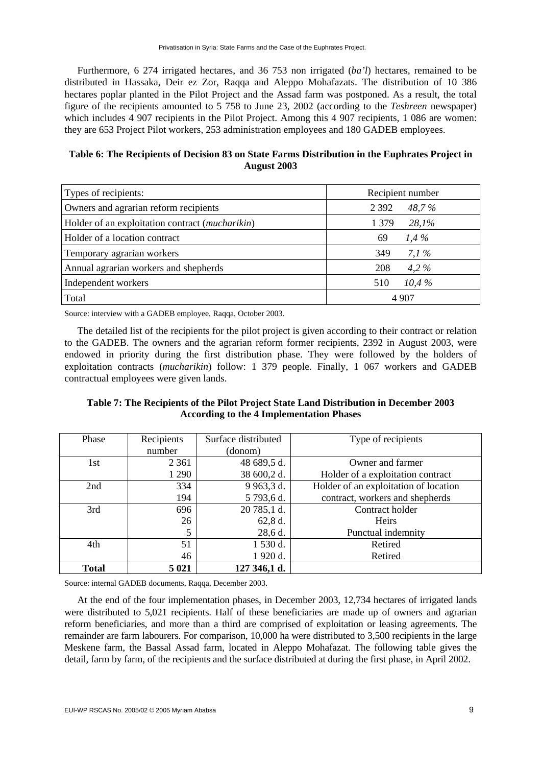Furthermore, 6 274 irrigated hectares, and 36 753 non irrigated (*ba'l*) hectares, remained to be distributed in Hassaka, Deir ez Zor, Raqqa and Aleppo Mohafazats. The distribution of 10 386 hectares poplar planted in the Pilot Project and the Assad farm was postponed. As a result, the total figure of the recipients amounted to 5 758 to June 23, 2002 (according to the *Teshreen* newspaper) which includes 4 907 recipients in the Pilot Project. Among this 4 907 recipients, 1 086 are women: they are 653 Project Pilot workers, 253 administration employees and 180 GADEB employees.

**Table 6: The Recipients of Decision 83 on State Farms Distribution in the Euphrates Project in August 2003**

| Types of recipients: | Recipient number | |
|---|---|---|
| Owners and agrarian reform recipients | 2 392 | *48,7 %* |
| Holder of an exploitation contract (*mucharikin*) | 1 379 | *28,1%* |
| Holder of a location contract | 69 | *1,4 %* |
| Temporary agrarian workers | 349 | *7,1 %* |
| Annual agrarian workers and shepherds | 208 | *4,2 %* |
| Independent workers | 510 | *10,4 %* |
| Total | 4 907 | |

Source: interview with a GADEB employee, Raqqa, October 2003.

The detailed list of the recipients for the pilot project is given according to their contract or relation to the GADEB. The owners and the agrarian reform former recipients, 2392 in August 2003, were endowed in priority during the first distribution phase. They were followed by the holders of exploitation contracts (*mucharikin*) follow: 1 379 people. Finally, 1 067 workers and GADEB contractual employees were given lands.

**Table 7: The Recipients of the Pilot Project State Land Distribution in December 2003 According to the 4 Implementation Phases**

| Phase | Recipients number | Surface distributed (donom) | Type of recipients |
|---|---|---|---|
| 1st | 2 361 | 48 689,5 d. | Owner and farmer |
| | 1 290 | 38 600,2 d. | Holder of a exploitation contract |
| 2nd | 334 | 9 963,3 d. | Holder of an exploitation of location |
| | 194 | 5 793,6 d. | contract, workers and shepherds |
| 3rd | 696 | 20 785,1 d. | Contract holder |
| | 26 | 62,8 d. | Heirs |
| | 5 | 28,6 d. | Punctual indemnity |
| 4th | 51 | 1 530 d. | Retired |
| | 46 | 1 920 d. | Retired |
| **Total** | **5 021** | **127 346,1 d.** | |

Source: internal GADEB documents, Raqqa, December 2003.

At the end of the four implementation phases, in December 2003, 12,734 hectares of irrigated lands were distributed to 5,021 recipients. Half of these beneficiaries are made up of owners and agrarian reform beneficiaries, and more than a third are comprised of exploitation or leasing agreements. The remainder are farm labourers. For comparison, 10,000 ha were distributed to 3,500 recipients in the large Meskene farm, the Bassal Assad farm, located in Aleppo Mohafazat. The following table gives the detail, farm by farm, of the recipients and the surface distributed at during the first phase, in April 2002.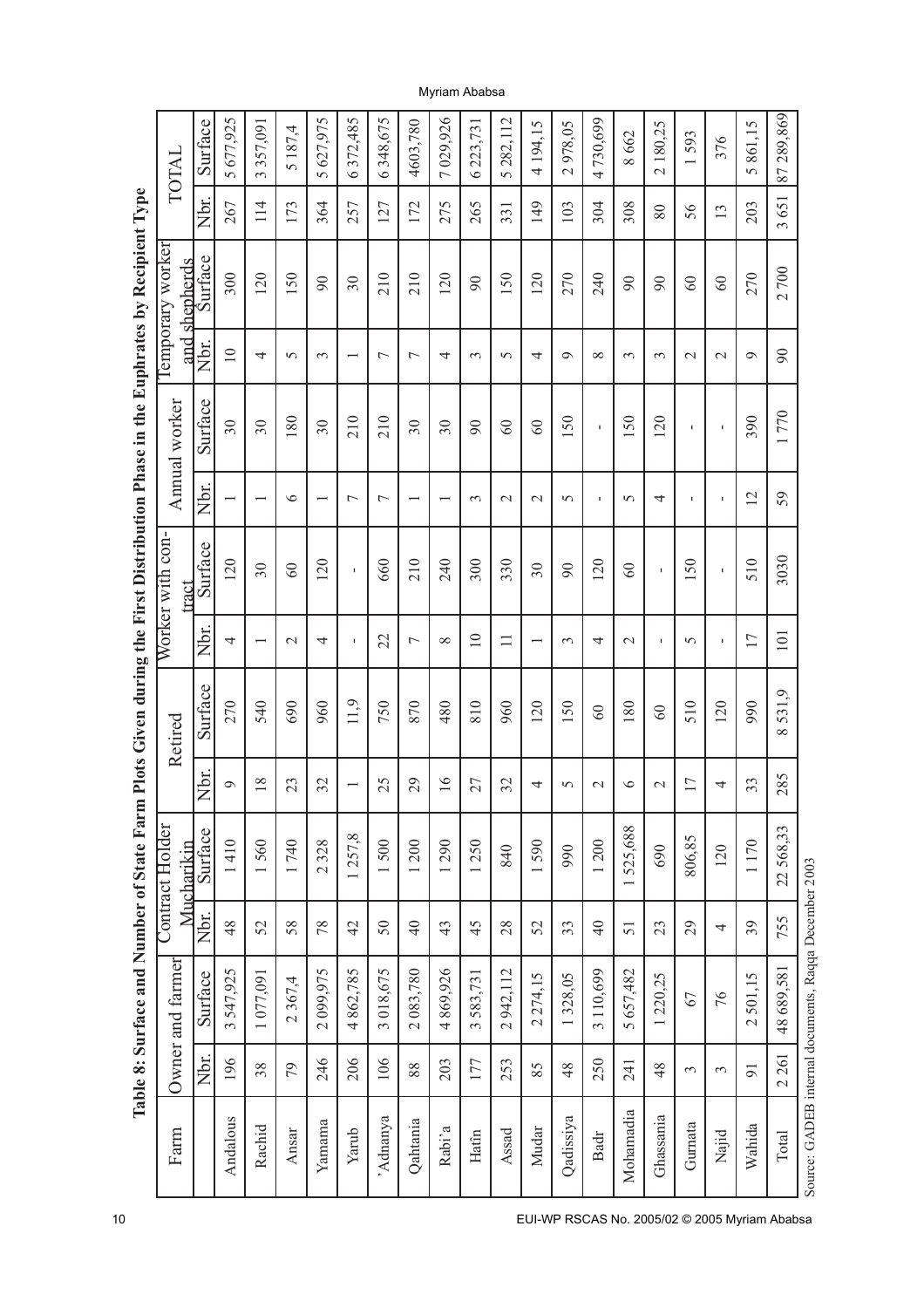**Table 8: Surface and Number of State Farm Plots Given during the First Distribution Phase in the Euphrates by Recipient Type**

| Farm | Owner and farmer | | Contract Holder Mucharikin | | Retired | | Worker with contract | | Annual worker | | Temporary worker and shepherds | | TOTAL | |
|---|---|---|---|---|---|---|---|---|---|---|---|---|---|---|
| | Nbr. | Surface | Nbr. | Surface | Nbr. | Surface | Nbr. | Surface | Nbr. | Surface | Nbr. | Surface | Nbr. | Surface |
| Andalous | 196 | 3 547,925 | 48 | 1 410 | 9 | 270 | 4 | 120 | 1 | 30 | 10 | 300 | 267 | 5 677,925 |
| Rachid | 38 | 1 077,091 | 52 | 1 560 | 18 | 540 | 1 | 30 | 1 | 30 | 4 | 120 | 114 | 3 357,091 |
| Ansar | 79 | 2 367,4 | 58 | 1 740 | 23 | 690 | 2 | 60 | 6 | 180 | 5 | 150 | 173 | 5 187,4 |
| Yamama | 246 | 2 099,975 | 78 | 2 328 | 32 | 960 | 4 | 120 | 1 | 30 | 3 | 90 | 364 | 5 627,975 |
| Yarub | 206 | 4 862,785 | 42 | 1 257,8 | 1 | 11,9 | - | - | 7 | 210 | 1 | 30 | 257 | 6 372,485 |
| 'Adnanya | 106 | 3 018,675 | 50 | 1 500 | 25 | 750 | 22 | 660 | 7 | 210 | 7 | 210 | 127 | 6 348,675 |
| Qahtania | 88 | 2 083,780 | 40 | 1 200 | 29 | 870 | 7 | 210 | 1 | 30 | 7 | 210 | 172 | 4603,780 |
| Rabi'a | 203 | 4 869,926 | 43 | 1 290 | 16 | 480 | 8 | 240 | 1 | 30 | 4 | 120 | 275 | 7 029,926 |
| Hatin | 177 | 3 583,731 | 45 | 1 250 | 27 | 810 | 10 | 300 | 3 | 90 | 3 | 90 | 265 | 6 223,731 |
| Assad | 253 | 2 942,112 | 28 | 840 | 32 | 960 | 11 | 330 | 2 | 60 | 5 | 150 | 331 | 5 282,112 |
| Mudar | 85 | 2 274,15 | 52 | 1 590 | 4 | 120 | 1 | 30 | 2 | 60 | 4 | 120 | 149 | 4 194,15 |
| Qadissiya | 48 | 1 328,05 | 33 | 990 | 5 | 150 | 3 | 90 | 5 | 150 | 9 | 270 | 103 | 2 978,05 |
| Badr | 250 | 3 110,699 | 40 | 1 200 | 2 | 60 | 4 | 120 | - | - | 8 | 240 | 304 | 4 730,699 |
| Mohamadia | 241 | 5 657,482 | 51 | 1 525,688 | 6 | 180 | 2 | 60 | 5 | 150 | 3 | 90 | 308 | 8 662 |
| Ghassania | 48 | 1 220,25 | 23 | 690 | 2 | 60 | - | - | 4 | 120 | 3 | 90 | 80 | 2 180,25 |
| Gurnata | 3 | 67 | 29 | 806,85 | 17 | 510 | 5 | 150 | - | - | 2 | 60 | 56 | 1 593 |
| Najid | 3 | 76 | 4 | 120 | 4 | 120 | - | - | - | - | 2 | 60 | 13 | 376 |
| Wahida | 91 | 2 501,15 | 39 | 1 170 | 33 | 990 | 17 | 510 | 12 | 390 | 9 | 270 | 203 | 5 861,15 |
| Total | 2 261 | 48 689,581 | 755 | 22 568,33 | 285 | 8 531,9 | 101 | 3030 | 59 | 1 770 | 90 | 2 700 | 3 651 | 87 289,869 |

Source: GADEB internal documents, Raqqa December 2003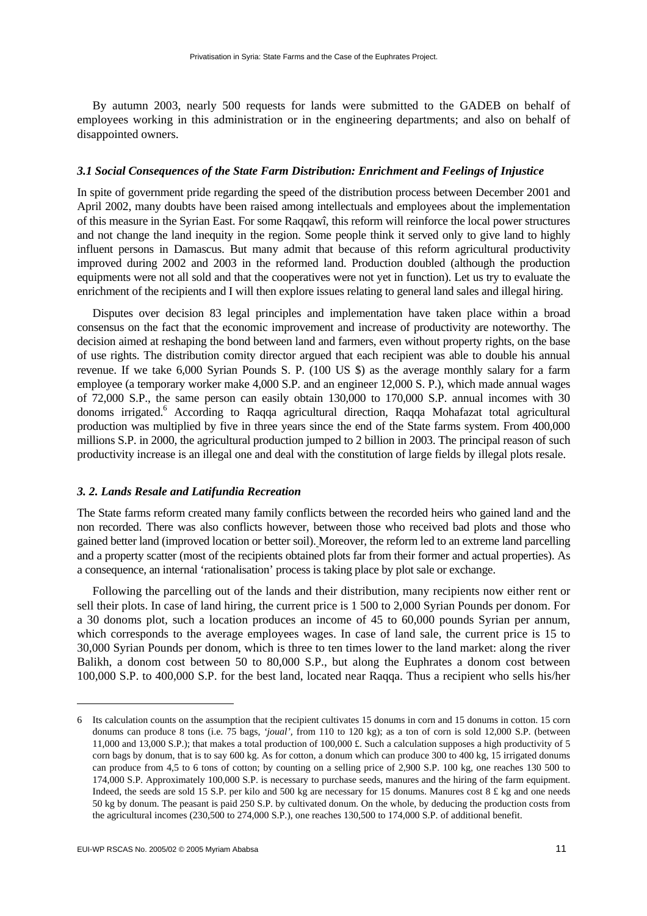By autumn 2003, nearly 500 requests for lands were submitted to the GADEB on behalf of employees working in this administration or in the engineering departments; and also on behalf of disappointed owners.

### *3.1 Social Consequences of the State Farm Distribution: Enrichment and Feelings of Injustice*

In spite of government pride regarding the speed of the distribution process between December 2001 and April 2002, many doubts have been raised among intellectuals and employees about the implementation of this measure in the Syrian East. For some Raqqawî, this reform will reinforce the local power structures and not change the land inequity in the region. Some people think it served only to give land to highly influent persons in Damascus. But many admit that because of this reform agricultural productivity improved during 2002 and 2003 in the reformed land. Production doubled (although the production equipments were not all sold and that the cooperatives were not yet in function). Let us try to evaluate the enrichment of the recipients and I will then explore issues relating to general land sales and illegal hiring.

Disputes over decision 83 legal principles and implementation have taken place within a broad consensus on the fact that the economic improvement and increase of productivity are noteworthy. The decision aimed at reshaping the bond between land and farmers, even without property rights, on the base of use rights. The distribution comity director argued that each recipient was able to double his annual revenue. If we take 6,000 Syrian Pounds S. P. (100 US $) as the average monthly salary for a farm employee (a temporary worker make 4,000 S.P. and an engineer 12,000 S. P.), which made annual wages of 72,000 S.P., the same person can easily obtain 130,000 to 170,000 S.P. annual incomes with 30 donoms irrigated.[6] According to Raqqa agricultural direction, Raqqa Mohafazat total agricultural production was multiplied by five in three years since the end of the State farms system. From 400,000 millions S.P. in 2000, the agricultural production jumped to 2 billion in 2003. The principal reason of such productivity increase is an illegal one and deal with the constitution of large fields by illegal plots resale.

### *3. 2. Lands Resale and Latifundia Recreation*

The State farms reform created many family conflicts between the recorded heirs who gained land and the non recorded. There was also conflicts however, between those who received bad plots and those who gained better land (improved location or better soil). Moreover, the reform led to an extreme land parcelling and a property scatter (most of the recipients obtained plots far from their former and actual properties). As a consequence, an internal 'rationalisation' process is taking place by plot sale or exchange.

Following the parcelling out of the lands and their distribution, many recipients now either rent or sell their plots. In case of land hiring, the current price is 1 500 to 2,000 Syrian Pounds per donom. For a 30 donoms plot, such a location produces an income of 45 to 60,000 pounds Syrian per annum, which corresponds to the average employees wages. In case of land sale, the current price is 15 to 30,000 Syrian Pounds per donom, which is three to ten times lower to the land market: along the river Balikh, a donom cost between 50 to 80,000 S.P., but along the Euphrates a donom cost between 100,000 S.P. to 400,000 S.P. for the best land, located near Raqqa. Thus a recipient who sells his/her

---

6 Its calculation counts on the assumption that the recipient cultivates 15 donums in corn and 15 donums in cotton. 15 corn donums can produce 8 tons (i.e. 75 bags, *'joual'*, from 110 to 120 kg); as a ton of corn is sold 12,000 S.P. (between 11,000 and 13,000 S.P.); that makes a total production of 100,000 £. Such a calculation supposes a high productivity of 5 corn bags by donum, that is to say 600 kg. As for cotton, a donum which can produce 300 to 400 kg, 15 irrigated donums can produce from 4,5 to 6 tons of cotton; by counting on a selling price of 2,900 S.P. 100 kg, one reaches 130 500 to 174,000 S.P. Approximately 100,000 S.P. is necessary to purchase seeds, manures and the hiring of the farm equipment. Indeed, the seeds are sold 15 S.P. per kilo and 500 kg are necessary for 15 donums. Manures cost 8 £ kg and one needs 50 kg by donum. The peasant is paid 250 S.P. by cultivated donum. On the whole, by deducing the production costs from the agricultural incomes (230,500 to 274,000 S.P.), one reaches 130,500 to 174,000 S.P. of additional benefit.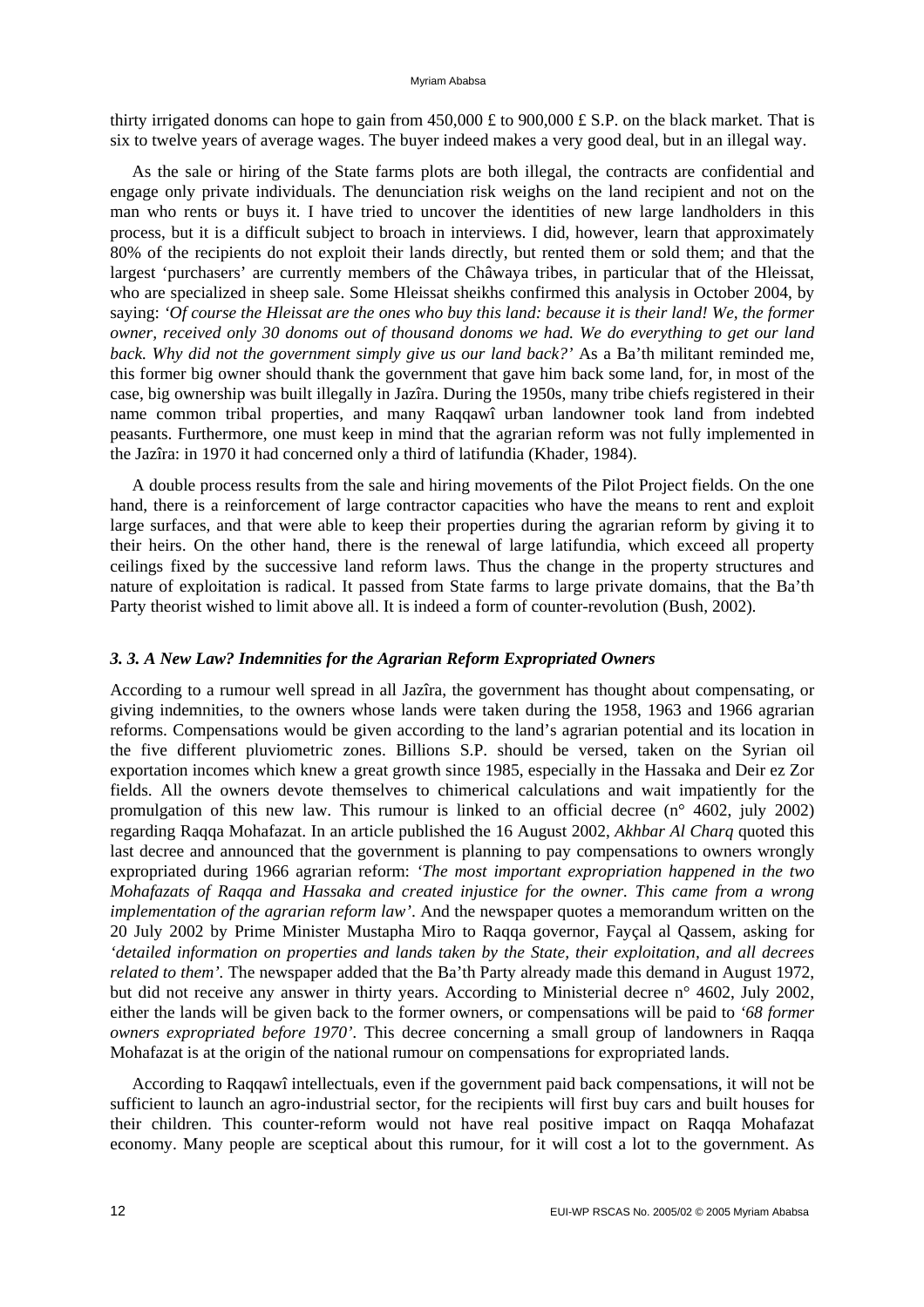thirty irrigated donoms can hope to gain from 450,000 £ to 900,000 £ S.P. on the black market. That is six to twelve years of average wages. The buyer indeed makes a very good deal, but in an illegal way.

As the sale or hiring of the State farms plots are both illegal, the contracts are confidential and engage only private individuals. The denunciation risk weighs on the land recipient and not on the man who rents or buys it. I have tried to uncover the identities of new large landholders in this process, but it is a difficult subject to broach in interviews. I did, however, learn that approximately 80% of the recipients do not exploit their lands directly, but rented them or sold them; and that the largest 'purchasers' are currently members of the Châwaya tribes, in particular that of the Hleissat, who are specialized in sheep sale. Some Hleissat sheikhs confirmed this analysis in October 2004, by saying: *'Of course the Hleissat are the ones who buy this land: because it is their land! We, the former owner, received only 30 donoms out of thousand donoms we had. We do everything to get our land back. Why did not the government simply give us our land back?'* As a Ba'th militant reminded me, this former big owner should thank the government that gave him back some land, for, in most of the case, big ownership was built illegally in Jazîra. During the 1950s, many tribe chiefs registered in their name common tribal properties, and many Raqqawî urban landowner took land from indebted peasants. Furthermore, one must keep in mind that the agrarian reform was not fully implemented in the Jazîra: in 1970 it had concerned only a third of latifundia (Khader, 1984).

A double process results from the sale and hiring movements of the Pilot Project fields. On the one hand, there is a reinforcement of large contractor capacities who have the means to rent and exploit large surfaces, and that were able to keep their properties during the agrarian reform by giving it to their heirs. On the other hand, there is the renewal of large latifundia, which exceed all property ceilings fixed by the successive land reform laws. Thus the change in the property structures and nature of exploitation is radical. It passed from State farms to large private domains, that the Ba'th Party theorist wished to limit above all. It is indeed a form of counter-revolution (Bush, 2002).

### *3. 3. A New Law? Indemnities for the Agrarian Reform Expropriated Owners*

According to a rumour well spread in all Jazîra, the government has thought about compensating, or giving indemnities, to the owners whose lands were taken during the 1958, 1963 and 1966 agrarian reforms. Compensations would be given according to the land's agrarian potential and its location in the five different pluviometric zones. Billions S.P. should be versed, taken on the Syrian oil exportation incomes which knew a great growth since 1985, especially in the Hassaka and Deir ez Zor fields. All the owners devote themselves to chimerical calculations and wait impatiently for the promulgation of this new law. This rumour is linked to an official decree (n° 4602, july 2002) regarding Raqqa Mohafazat. In an article published the 16 August 2002, *Akhbar Al Charq* quoted this last decree and announced that the government is planning to pay compensations to owners wrongly expropriated during 1966 agrarian reform: *'The most important expropriation happened in the two Mohafazats of Raqqa and Hassaka and created injustice for the owner. This came from a wrong implementation of the agrarian reform law'*. And the newspaper quotes a memorandum written on the 20 July 2002 by Prime Minister Mustapha Miro to Raqqa governor, Fayçal al Qassem, asking for *'detailed information on properties and lands taken by the State, their exploitation, and all decrees related to them'*. The newspaper added that the Ba'th Party already made this demand in August 1972, but did not receive any answer in thirty years. According to Ministerial decree n° 4602, July 2002, either the lands will be given back to the former owners, or compensations will be paid to *'68 former owners expropriated before 1970'*. This decree concerning a small group of landowners in Raqqa Mohafazat is at the origin of the national rumour on compensations for expropriated lands.

According to Raqqawî intellectuals, even if the government paid back compensations, it will not be sufficient to launch an agro-industrial sector, for the recipients will first buy cars and built houses for their children. This counter-reform would not have real positive impact on Raqqa Mohafazat economy. Many people are sceptical about this rumour, for it will cost a lot to the government. As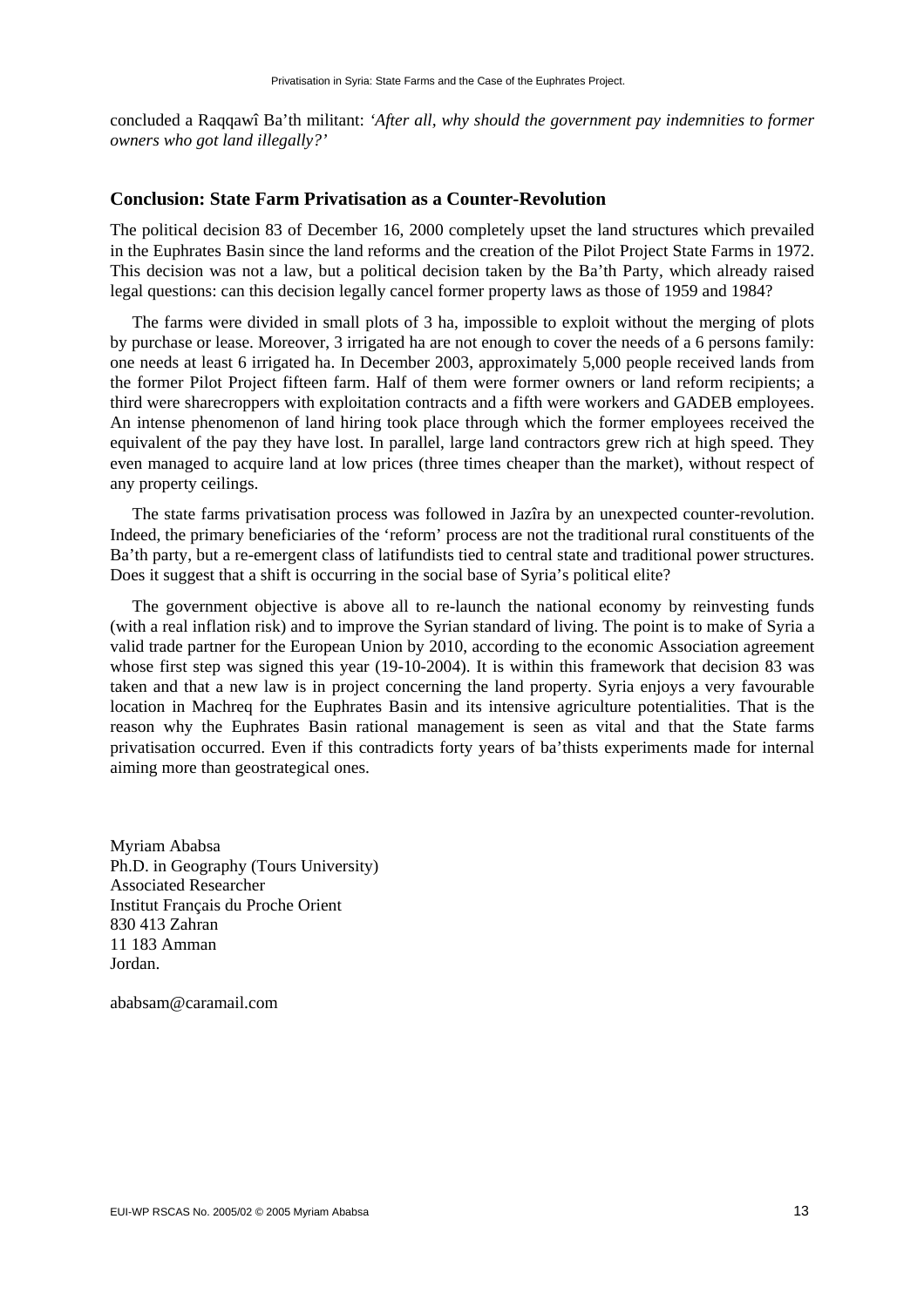concluded a Raqqawî Ba'th militant: *'After all, why should the government pay indemnities to former owners who got land illegally?'*

## Conclusion: State Farm Privatisation as a Counter-Revolution

The political decision 83 of December 16, 2000 completely upset the land structures which prevailed in the Euphrates Basin since the land reforms and the creation of the Pilot Project State Farms in 1972. This decision was not a law, but a political decision taken by the Ba'th Party, which already raised legal questions: can this decision legally cancel former property laws as those of 1959 and 1984?

The farms were divided in small plots of 3 ha, impossible to exploit without the merging of plots by purchase or lease. Moreover, 3 irrigated ha are not enough to cover the needs of a 6 persons family: one needs at least 6 irrigated ha. In December 2003, approximately 5,000 people received lands from the former Pilot Project fifteen farm. Half of them were former owners or land reform recipients; a third were sharecroppers with exploitation contracts and a fifth were workers and GADEB employees. An intense phenomenon of land hiring took place through which the former employees received the equivalent of the pay they have lost. In parallel, large land contractors grew rich at high speed. They even managed to acquire land at low prices (three times cheaper than the market), without respect of any property ceilings.

The state farms privatisation process was followed in Jazîra by an unexpected counter-revolution. Indeed, the primary beneficiaries of the 'reform' process are not the traditional rural constituents of the Ba'th party, but a re-emergent class of latifundists tied to central state and traditional power structures. Does it suggest that a shift is occurring in the social base of Syria's political elite?

The government objective is above all to re-launch the national economy by reinvesting funds (with a real inflation risk) and to improve the Syrian standard of living. The point is to make of Syria a valid trade partner for the European Union by 2010, according to the economic Association agreement whose first step was signed this year (19-10-2004). It is within this framework that decision 83 was taken and that a new law is in project concerning the land property. Syria enjoys a very favourable location in Machreq for the Euphrates Basin and its intensive agriculture potentialities. That is the reason why the Euphrates Basin rational management is seen as vital and that the State farms privatisation occurred. Even if this contradicts forty years of ba'thists experiments made for internal aiming more than geostrategical ones.

Myriam Ababsa
Ph.D. in Geography (Tours University)
Associated Researcher
Institut Français du Proche Orient
830 413 Zahran
11 183 Amman
Jordan.

ababsam@caramail.com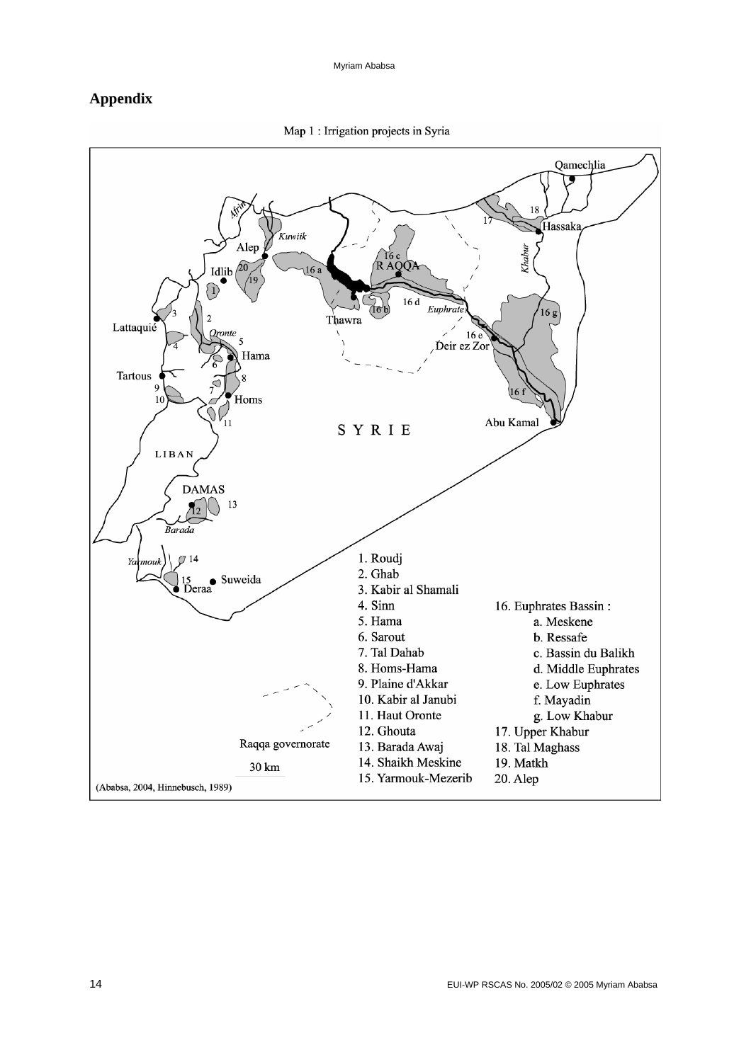## Appendix

Map 1 : Irrigation projects in Syria

1. Roudj
2. Ghab
3. Kabir al Shamali
4. Sinn
5. Hama
6. Sarout
7. Tal Dahab
8. Homs-Hama
9. Plaine d'Akkar
10. Kabir al Janubi
11. Haut Oronte
12. Ghouta
13. Barada Awaj
14. Shaikh Meskine
15. Yarmouk-Mezerib
16. Euphrates Bassin :
    a. Meskene
    b. Ressafe
    c. Bassin du Balikh
    d. Middle Euphrates
    e. Low Euphrates
    f. Mayadin
    g. Low Khabur
17. Upper Khabur
18. Tal Maghass
19. Matkh
20. Alep

Raqqa governorate

30 km

(Ababsa, 2004, Hinnebusch, 1989)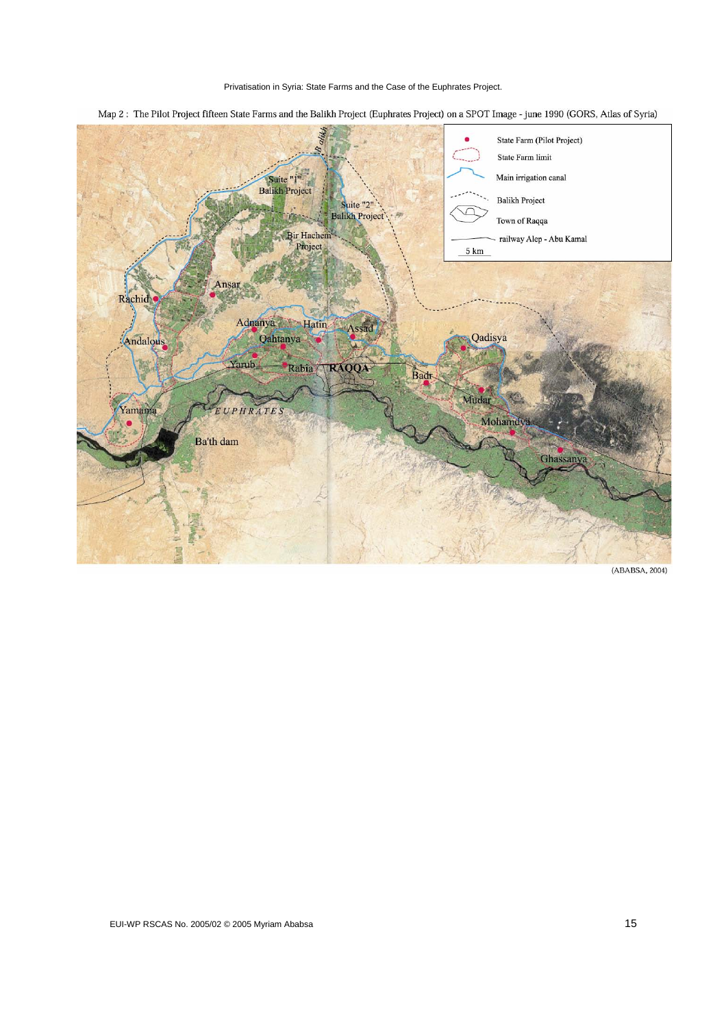Map 2 : The Pilot Project fifteen State Farms and the Balikh Project (Euphrates Project) on a SPOT Image - june 1990 (GORS, Atlas of Syria)

(ABABSA, 2004)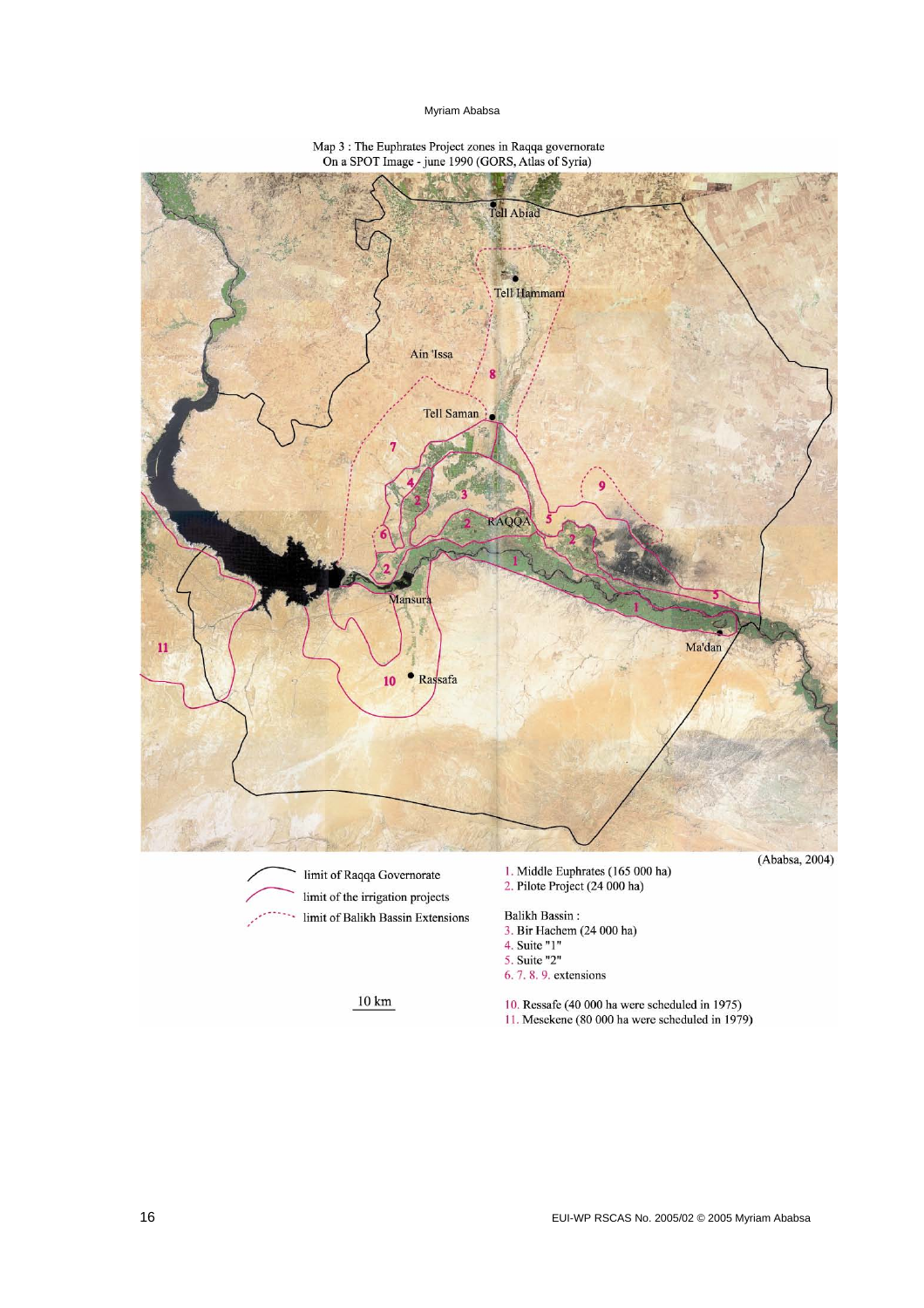Map 3 : The Euphrates Project zones in Raqqa governorate
On a SPOT Image - june 1990 (GORS, Atlas of Syria)

(Ababsa, 2004)

- limit of Raqqa Governorate
- limit of the irrigation projects
- limit of Balikh Bassin Extensions

10 km

1. Middle Euphrates (165 000 ha)
2. Pilote Project (24 000 ha)

Balikh Bassin :

3. Bir Hachem (24 000 ha)
4. Suite "1"
5. Suite "2"
6. 7. 8. 9. extensions

10. Ressafe (40 000 ha were scheduled in 1975)
11. Mesekene (80 000 ha were scheduled in 1979)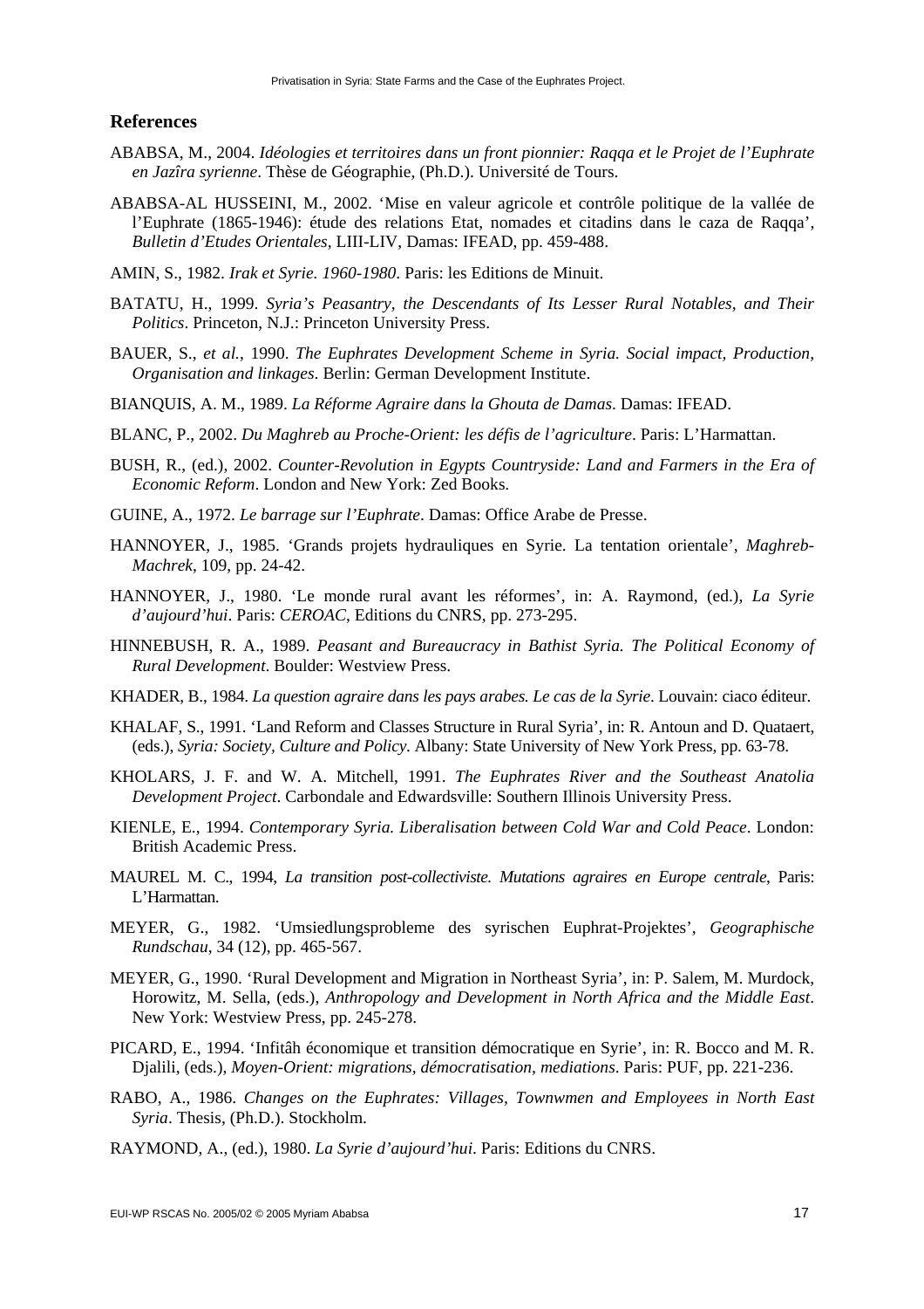## References

ABABSA, M., 2004. *Idéologies et territoires dans un front pionnier: Raqqa et le Projet de l'Euphrate en Jazîra syrienne*. Thèse de Géographie, (Ph.D.). Université de Tours.

ABABSA-AL HUSSEINI, M., 2002. 'Mise en valeur agricole et contrôle politique de la vallée de l'Euphrate (1865-1946): étude des relations Etat, nomades et citadins dans le caza de Raqqa', *Bulletin d'Etudes Orientales*, LIII-LIV, Damas: IFEAD, pp. 459-488.

AMIN, S., 1982. *Irak et Syrie. 1960-1980*. Paris: les Editions de Minuit.

BATATU, H., 1999. *Syria's Peasantry, the Descendants of Its Lesser Rural Notables, and Their Politics*. Princeton, N.J.: Princeton University Press.

BAUER, S., *et al.*, 1990. *The Euphrates Development Scheme in Syria. Social impact, Production, Organisation and linkages*. Berlin: German Development Institute.

BIANQUIS, A. M., 1989. *La Réforme Agraire dans la Ghouta de Damas*. Damas: IFEAD.

BLANC, P., 2002. *Du Maghreb au Proche-Orient: les défis de l'agriculture*. Paris: L'Harmattan.

BUSH, R., (ed.), 2002. *Counter-Revolution in Egypts Countryside: Land and Farmers in the Era of Economic Reform*. London and New York: Zed Books.

GUINE, A., 1972. *Le barrage sur l'Euphrate*. Damas: Office Arabe de Presse.

HANNOYER, J., 1985. 'Grands projets hydrauliques en Syrie. La tentation orientale', *Maghreb-Machrek*, 109, pp. 24-42.

HANNOYER, J., 1980. 'Le monde rural avant les réformes', in: A. Raymond, (ed.), *La Syrie d'aujourd'hui*. Paris: *CEROAC*, Editions du CNRS, pp. 273-295.

HINNEBUSH, R. A., 1989. *Peasant and Bureaucracy in Bathist Syria. The Political Economy of Rural Development*. Boulder: Westview Press.

KHADER, B., 1984. *La question agraire dans les pays arabes. Le cas de la Syrie*. Louvain: ciaco éditeur.

KHALAF, S., 1991. 'Land Reform and Classes Structure in Rural Syria', in: R. Antoun and D. Quataert, (eds.), *Syria: Society, Culture and Policy*. Albany: State University of New York Press, pp. 63-78.

KHOLARS, J. F. and W. A. Mitchell, 1991. *The Euphrates River and the Southeast Anatolia Development Project*. Carbondale and Edwardsville: Southern Illinois University Press.

KIENLE, E., 1994. *Contemporary Syria. Liberalisation between Cold War and Cold Peace*. London: British Academic Press.

MAUREL M. C., 1994, *La transition post-collectiviste. Mutations agraires en Europe centrale*, Paris: L'Harmattan.

MEYER, G., 1982. 'Umsiedlungsprobleme des syrischen Euphrat-Projektes', *Geographische Rundschau*, 34 (12), pp. 465-567.

MEYER, G., 1990. 'Rural Development and Migration in Northeast Syria', in: P. Salem, M. Murdock, Horowitz, M. Sella, (eds.), *Anthropology and Development in North Africa and the Middle East*. New York: Westview Press, pp. 245-278.

PICARD, E., 1994. 'Infitâh économique et transition démocratique en Syrie', in: R. Bocco and M. R. Djalili, (eds.), *Moyen-Orient: migrations, démocratisation, mediations*. Paris: PUF, pp. 221-236.

RABO, A., 1986. *Changes on the Euphrates: Villages, Townwmen and Employees in North East Syria*. Thesis, (Ph.D.). Stockholm.

RAYMOND, A., (ed.), 1980. *La Syrie d'aujourd'hui*. Paris: Editions du CNRS.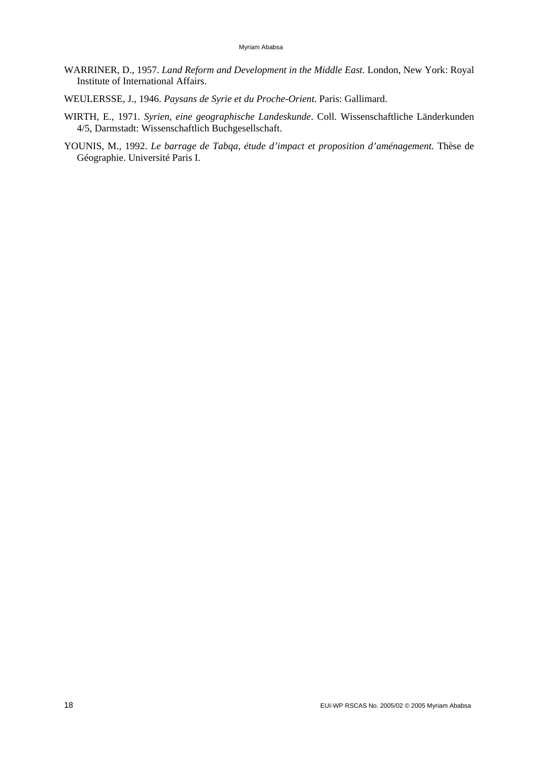WARRINER, D., 1957. *Land Reform and Development in the Middle East*. London, New York: Royal Institute of International Affairs.

WEULERSSE, J., 1946. *Paysans de Syrie et du Proche-Orient*. Paris: Gallimard.

WIRTH, E., 1971. *Syrien, eine geographische Landeskunde*. Coll. Wissenschaftliche Länderkunden 4/5, Darmstadt: Wissenschaftlich Buchgesellschaft.

YOUNIS, M., 1992. *Le barrage de Tabqa, étude d'impact et proposition d'aménagement.* Thèse de Géographie. Université Paris I.